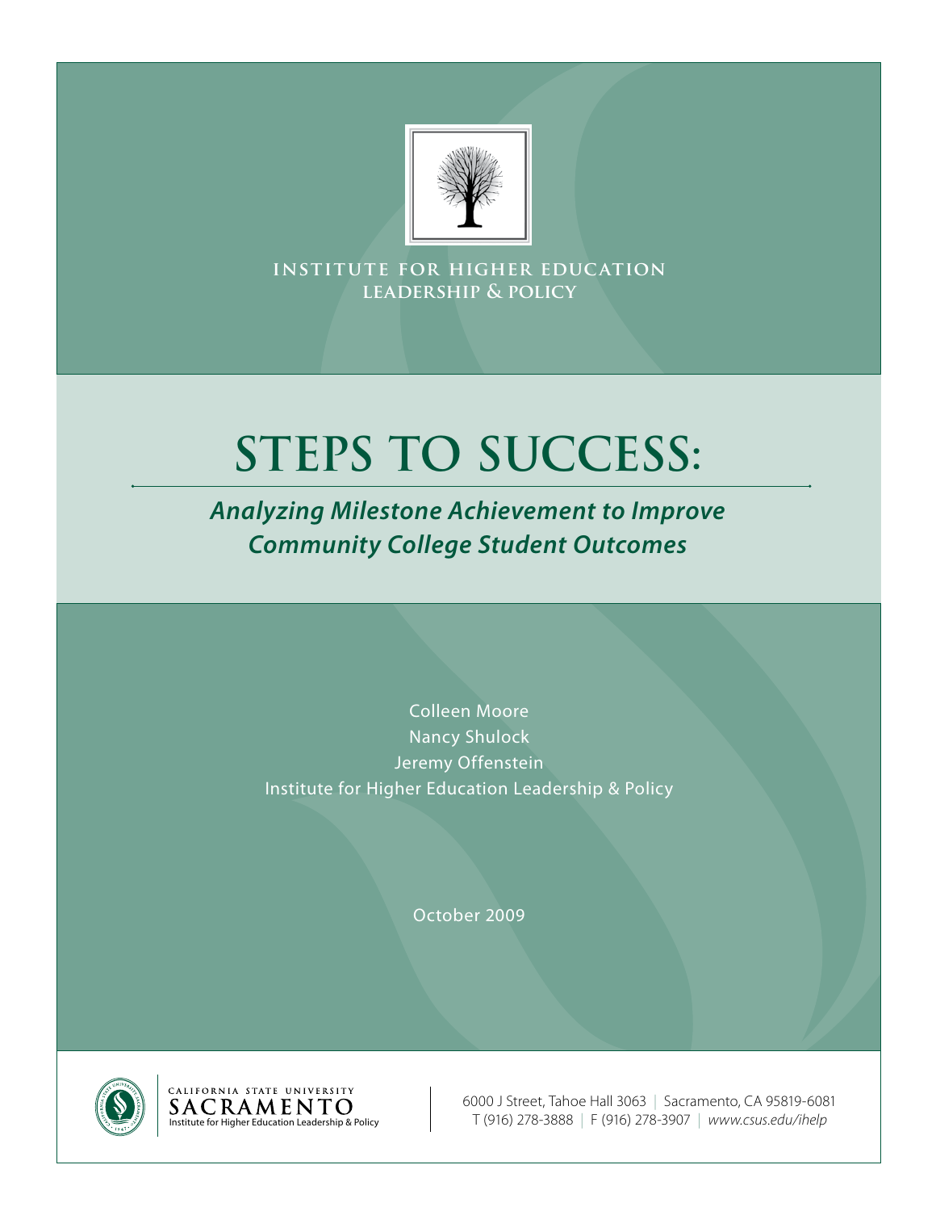INSTITUTE FOR HIGHER EDUCATION
LEADERSHIP & POLICY

# STEPS TO SUCCESS:

## *Analyzing Milestone Achievement to Improve Community College Student Outcomes*

Colleen Moore
Nancy Shulock
Jeremy Offenstein
Institute for Higher Education Leadership & Policy

October 2009

CALIFORNIA STATE UNIVERSITY
SACRAMENTO
Institute for Higher Education Leadership & Policy

6000 J Street, Tahoe Hall 3063 | Sacramento, CA 95819-6081
T (916) 278-3888 | F (916) 278-3907 | *www.csus.edu/ihelp*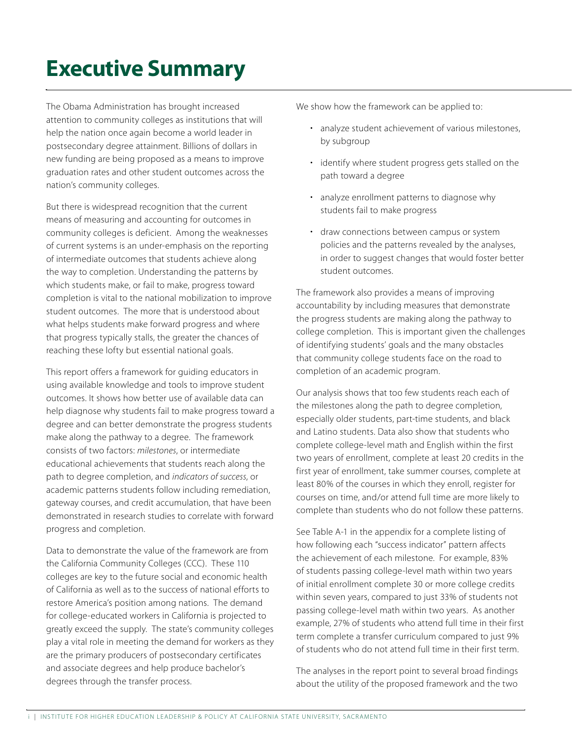# Executive Summary

The Obama Administration has brought increased attention to community colleges as institutions that will help the nation once again become a world leader in postsecondary degree attainment. Billions of dollars in new funding are being proposed as a means to improve graduation rates and other student outcomes across the nation's community colleges.

But there is widespread recognition that the current means of measuring and accounting for outcomes in community colleges is deficient. Among the weaknesses of current systems is an under-emphasis on the reporting of intermediate outcomes that students achieve along the way to completion. Understanding the patterns by which students make, or fail to make, progress toward completion is vital to the national mobilization to improve student outcomes. The more that is understood about what helps students make forward progress and where that progress typically stalls, the greater the chances of reaching these lofty but essential national goals.

This report offers a framework for guiding educators in using available knowledge and tools to improve student outcomes. It shows how better use of available data can help diagnose why students fail to make progress toward a degree and can better demonstrate the progress students make along the pathway to a degree. The framework consists of two factors: *milestones*, or intermediate educational achievements that students reach along the path to degree completion, and *indicators of success*, or academic patterns students follow including remediation, gateway courses, and credit accumulation, that have been demonstrated in research studies to correlate with forward progress and completion.

Data to demonstrate the value of the framework are from the California Community Colleges (CCC). These 110 colleges are key to the future social and economic health of California as well as to the success of national efforts to restore America's position among nations. The demand for college-educated workers in California is projected to greatly exceed the supply. The state's community colleges play a vital role in meeting the demand for workers as they are the primary producers of postsecondary certificates and associate degrees and help produce bachelor's degrees through the transfer process.

We show how the framework can be applied to:

- analyze student achievement of various milestones, by subgroup
- identify where student progress gets stalled on the path toward a degree
- analyze enrollment patterns to diagnose why students fail to make progress
- draw connections between campus or system policies and the patterns revealed by the analyses, in order to suggest changes that would foster better student outcomes.

The framework also provides a means of improving accountability by including measures that demonstrate the progress students are making along the pathway to college completion. This is important given the challenges of identifying students' goals and the many obstacles that community college students face on the road to completion of an academic program.

Our analysis shows that too few students reach each of the milestones along the path to degree completion, especially older students, part-time students, and black and Latino students. Data also show that students who complete college-level math and English within the first two years of enrollment, complete at least 20 credits in the first year of enrollment, take summer courses, complete at least 80% of the courses in which they enroll, register for courses on time, and/or attend full time are more likely to complete than students who do not follow these patterns.

See Table A-1 in the appendix for a complete listing of how following each "success indicator" pattern affects the achievement of each milestone. For example, 83% of students passing college-level math within two years of initial enrollment complete 30 or more college credits within seven years, compared to just 33% of students not passing college-level math within two years. As another example, 27% of students who attend full time in their first term complete a transfer curriculum compared to just 9% of students who do not attend full time in their first term.

The analyses in the report point to several broad findings about the utility of the proposed framework and the two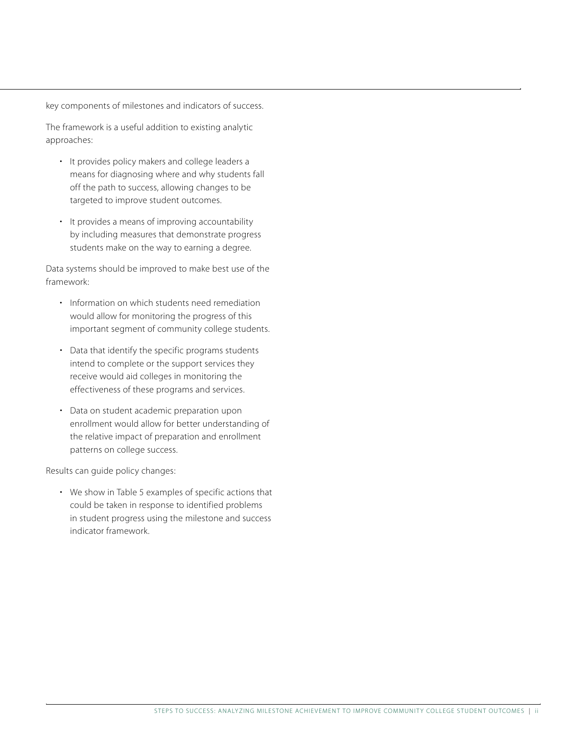key components of milestones and indicators of success.

The framework is a useful addition to existing analytic approaches:

- It provides policy makers and college leaders a means for diagnosing where and why students fall off the path to success, allowing changes to be targeted to improve student outcomes.
- It provides a means of improving accountability by including measures that demonstrate progress students make on the way to earning a degree.

Data systems should be improved to make best use of the framework:

- Information on which students need remediation would allow for monitoring the progress of this important segment of community college students.
- Data that identify the specific programs students intend to complete or the support services they receive would aid colleges in monitoring the effectiveness of these programs and services.
- Data on student academic preparation upon enrollment would allow for better understanding of the relative impact of preparation and enrollment patterns on college success.

Results can guide policy changes:

- We show in Table 5 examples of specific actions that could be taken in response to identified problems in student progress using the milestone and success indicator framework.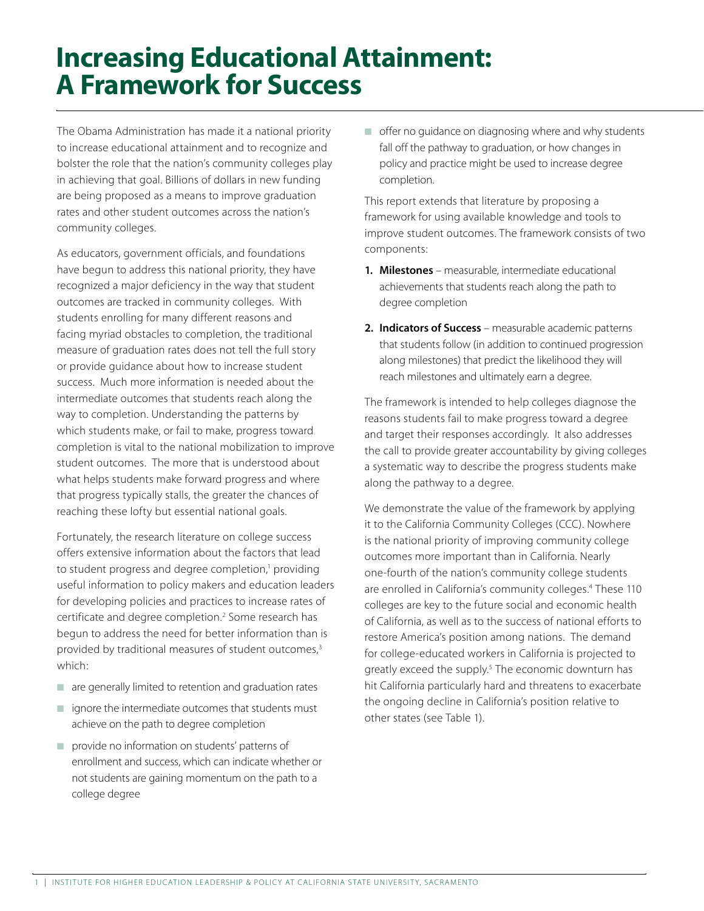# Increasing Educational Attainment: A Framework for Success

The Obama Administration has made it a national priority to increase educational attainment and to recognize and bolster the role that the nation's community colleges play in achieving that goal. Billions of dollars in new funding are being proposed as a means to improve graduation rates and other student outcomes across the nation's community colleges.

As educators, government officials, and foundations have begun to address this national priority, they have recognized a major deficiency in the way that student outcomes are tracked in community colleges. With students enrolling for many different reasons and facing myriad obstacles to completion, the traditional measure of graduation rates does not tell the full story or provide guidance about how to increase student success. Much more information is needed about the intermediate outcomes that students reach along the way to completion. Understanding the patterns by which students make, or fail to make, progress toward completion is vital to the national mobilization to improve student outcomes. The more that is understood about what helps students make forward progress and where that progress typically stalls, the greater the chances of reaching these lofty but essential national goals.

Fortunately, the research literature on college success offers extensive information about the factors that lead to student progress and degree completion,[1] providing useful information to policy makers and education leaders for developing policies and practices to increase rates of certificate and degree completion.[2] Some research has begun to address the need for better information than is provided by traditional measures of student outcomes,[3] which:

- are generally limited to retention and graduation rates
- ignore the intermediate outcomes that students must achieve on the path to degree completion
- provide no information on students' patterns of enrollment and success, which can indicate whether or not students are gaining momentum on the path to a college degree
- offer no guidance on diagnosing where and why students fall off the pathway to graduation, or how changes in policy and practice might be used to increase degree completion.

This report extends that literature by proposing a framework for using available knowledge and tools to improve student outcomes. The framework consists of two components:

1. **Milestones** – measurable, intermediate educational achievements that students reach along the path to degree completion
2. **Indicators of Success** – measurable academic patterns that students follow (in addition to continued progression along milestones) that predict the likelihood they will reach milestones and ultimately earn a degree.

The framework is intended to help colleges diagnose the reasons students fail to make progress toward a degree and target their responses accordingly. It also addresses the call to provide greater accountability by giving colleges a systematic way to describe the progress students make along the pathway to a degree.

We demonstrate the value of the framework by applying it to the California Community Colleges (CCC). Nowhere is the national priority of improving community college outcomes more important than in California. Nearly one-fourth of the nation's community college students are enrolled in California's community colleges.[4] These 110 colleges are key to the future social and economic health of California, as well as to the success of national efforts to restore America's position among nations. The demand for college-educated workers in California is projected to greatly exceed the supply.[5] The economic downturn has hit California particularly hard and threatens to exacerbate the ongoing decline in California's position relative to other states (see Table 1).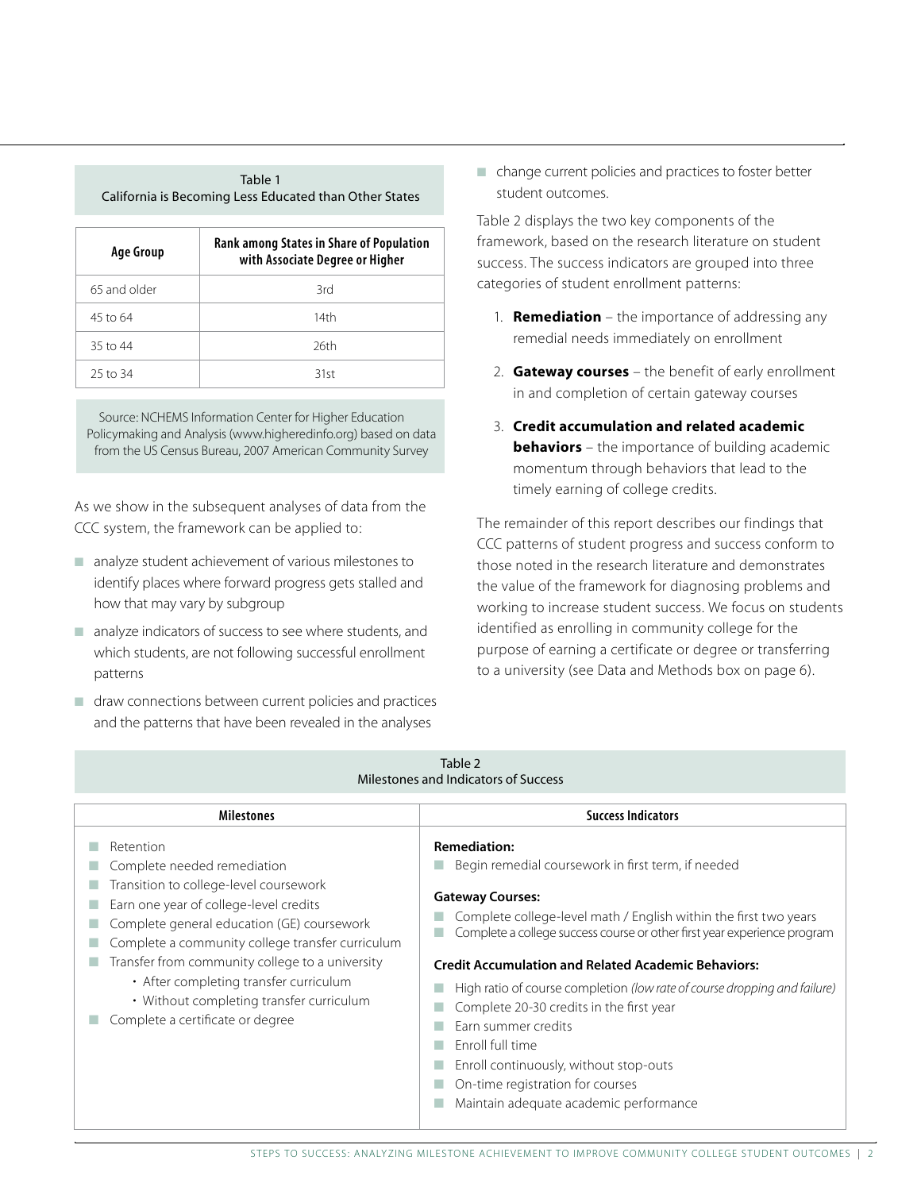Table 1
California is Becoming Less Educated than Other States

| Age Group | Rank among States in Share of Population with Associate Degree or Higher |
|---|---|
| 65 and older | 3rd |
| 45 to 64 | 14th |
| 35 to 44 | 26th |
| 25 to 34 | 31st |

Source: NCHEMS Information Center for Higher Education Policymaking and Analysis (www.higheredinfo.org) based on data from the US Census Bureau, 2007 American Community Survey

As we show in the subsequent analyses of data from the CCC system, the framework can be applied to:

- analyze student achievement of various milestones to identify places where forward progress gets stalled and how that may vary by subgroup
- analyze indicators of success to see where students, and which students, are not following successful enrollment patterns
- draw connections between current policies and practices and the patterns that have been revealed in the analyses
- change current policies and practices to foster better student outcomes.

Table 2 displays the two key components of the framework, based on the research literature on student success. The success indicators are grouped into three categories of student enrollment patterns:

1. **Remediation** – the importance of addressing any remedial needs immediately on enrollment
2. **Gateway courses** – the benefit of early enrollment in and completion of certain gateway courses
3. **Credit accumulation and related academic behaviors** – the importance of building academic momentum through behaviors that lead to the timely earning of college credits.

The remainder of this report describes our findings that CCC patterns of student progress and success conform to those noted in the research literature and demonstrates the value of the framework for diagnosing problems and working to increase student success. We focus on students identified as enrolling in community college for the purpose of earning a certificate or degree or transferring to a university (see Data and Methods box on page 6).

Table 2
Milestones and Indicators of Success

| Milestones | Success Indicators |
|---|---|
| - Retention<br>- Complete needed remediation<br>- Transition to college-level coursework<br>- Earn one year of college-level credits<br>- Complete general education (GE) coursework<br>- Complete a community college transfer curriculum<br>- Transfer from community college to a university<br>  • After completing transfer curriculum<br>  • Without completing transfer curriculum<br>- Complete a certificate or degree | **Remediation:**<br>- Begin remedial coursework in first term, if needed<br><br>**Gateway Courses:**<br>- Complete college-level math / English within the first two years<br>- Complete a college success course or other first year experience program<br><br>**Credit Accumulation and Related Academic Behaviors:**<br>- High ratio of course completion *(low rate of course dropping and failure)*<br>- Complete 20-30 credits in the first year<br>- Earn summer credits<br>- Enroll full time<br>- Enroll continuously, without stop-outs<br>- On-time registration for courses<br>- Maintain adequate academic performance |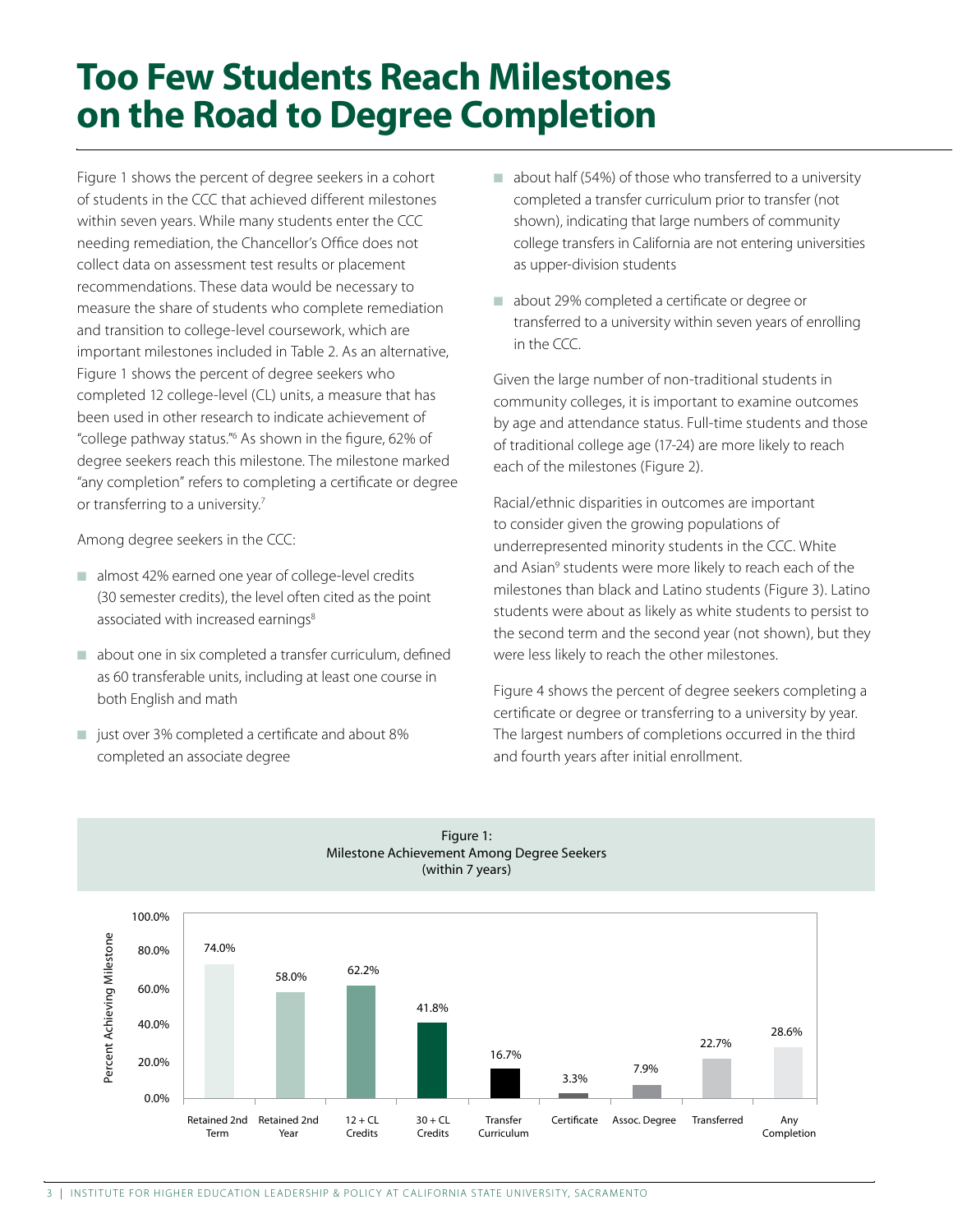# Too Few Students Reach Milestones on the Road to Degree Completion

Figure 1 shows the percent of degree seekers in a cohort of students in the CCC that achieved different milestones within seven years. While many students enter the CCC needing remediation, the Chancellor's Office does not collect data on assessment test results or placement recommendations. These data would be necessary to measure the share of students who complete remediation and transition to college-level coursework, which are important milestones included in Table 2. As an alternative, Figure 1 shows the percent of degree seekers who completed 12 college-level (CL) units, a measure that has been used in other research to indicate achievement of "college pathway status."[6] As shown in the figure, 62% of degree seekers reach this milestone. The milestone marked "any completion" refers to completing a certificate or degree or transferring to a university.[7]

Among degree seekers in the CCC:

- almost 42% earned one year of college-level credits (30 semester credits), the level often cited as the point associated with increased earnings[8]
- about one in six completed a transfer curriculum, defined as 60 transferable units, including at least one course in both English and math
- just over 3% completed a certificate and about 8% completed an associate degree
- about half (54%) of those who transferred to a university completed a transfer curriculum prior to transfer (not shown), indicating that large numbers of community college transfers in California are not entering universities as upper-division students
- about 29% completed a certificate or degree or transferred to a university within seven years of enrolling in the CCC.

Given the large number of non-traditional students in community colleges, it is important to examine outcomes by age and attendance status. Full-time students and those of traditional college age (17-24) are more likely to reach each of the milestones (Figure 2).

Racial/ethnic disparities in outcomes are important to consider given the growing populations of underrepresented minority students in the CCC. White and Asian[9] students were more likely to reach each of the milestones than black and Latino students (Figure 3). Latino students were about as likely as white students to persist to the second term and the second year (not shown), but they were less likely to reach the other milestones.

Figure 4 shows the percent of degree seekers completing a certificate or degree or transferring to a university by year. The largest numbers of completions occurred in the third and fourth years after initial enrollment.

Figure 1:
Milestone Achievement Among Degree Seekers
(within 7 years)

| Milestone | Percent Achieving Milestone |
|---|---|
| Retained 2nd Term | 74.0% |
| Retained 2nd Year | 58.0% |
| 12 + CL Credits | 62.2% |
| 30 + CL Credits | 41.8% |
| Transfer Curriculum | 16.7% |
| Certificate | 3.3% |
| Assoc. Degree | 7.9% |
| Transferred | 22.7% |
| Any Completion | 28.6% |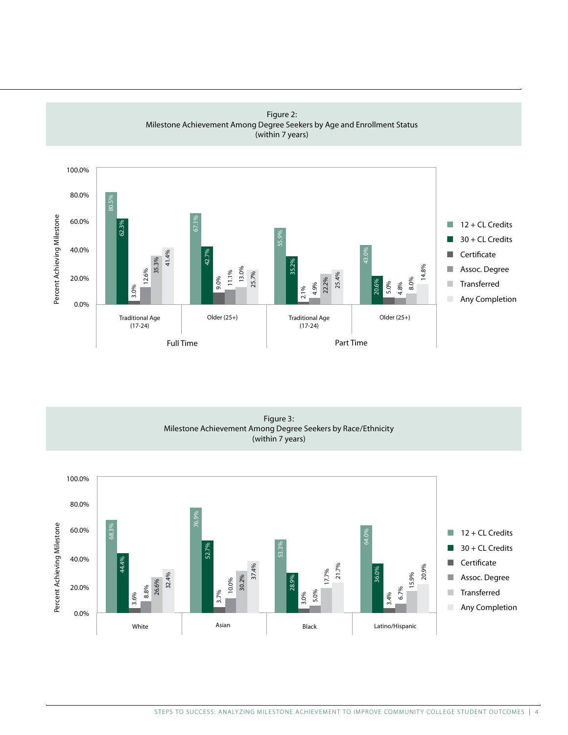Figure 2:
Milestone Achievement Among Degree Seekers by Age and Enrollment Status
(within 7 years)

| Enrollment Status | Age | 12 + CL Credits | 30 + CL Credits | Certificate | Assoc. Degree | Transferred | Any Completion |
|---|---|---|---|---|---|---|---|
| Full Time | Traditional Age (17-24) | 80.5% | 62.3% | 3.0% | 12.6% | 35.3% | 41.4% |
| Full Time | Older (25+) | 67.1% | 42.7% | 9.0% | 11.1% | 13.0% | 25.7% |
| Part Time | Traditional Age (17-24) | 55.9% | 35.2% | 2.1% | 4.9% | 22.2% | 25.4% |
| Part Time | Older (25+) | 43.0% | 20.6% | 5.0% | 4.8% | 8.0% | 14.8% |

Figure 3:
Milestone Achievement Among Degree Seekers by Race/Ethnicity
(within 7 years)

| Race/Ethnicity | 12 + CL Credits | 30 + CL Credits | Certificate | Assoc. Degree | Transferred | Any Completion |
|---|---|---|---|---|---|---|
| White | 68.3% | 44.4% | 3.6% | 8.8% | 26.6% | 32.4% |
| Asian | 76.9% | 52.7% | 3.7% | 10.0% | 30.2% | 37.4% |
| Black | 53.3% | 28.9% | 3.0% | 5.0% | 17.7% | 21.7% |
| Latino/Hispanic | 64.0% | 36.0% | 3.4% | 6.7% | 15.9% | 20.9% |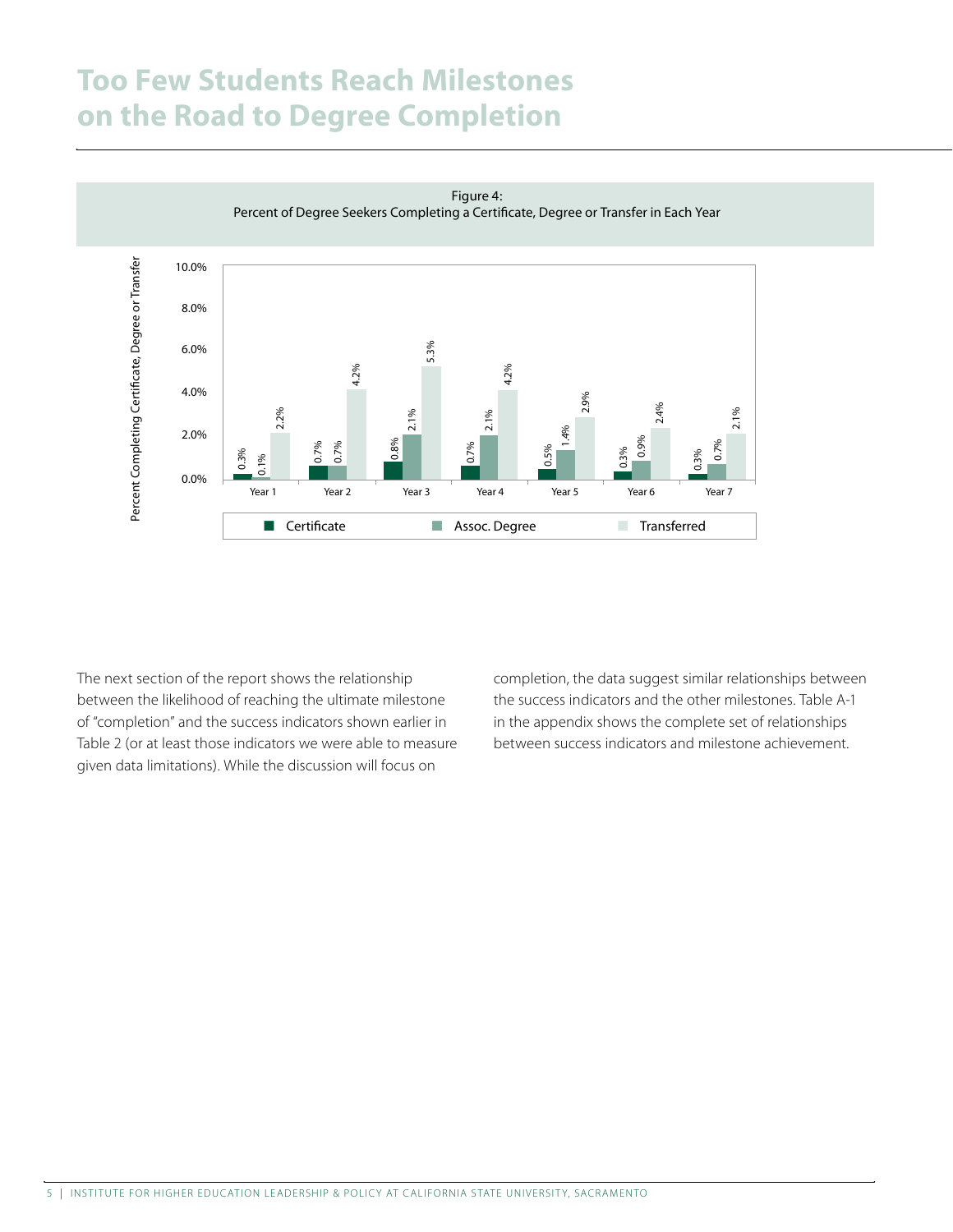# Too Few Students Reach Milestones on the Road to Degree Completion

Figure 4:
Percent of Degree Seekers Completing a Certificate, Degree or Transfer in Each Year

| | Year 1 | Year 2 | Year 3 | Year 4 | Year 5 | Year 6 | Year 7 |
|---|---|---|---|---|---|---|---|
| Certificate | 0.3% | 0.7% | 0.8% | 0.7% | 0.5% | 0.3% | 0.3% |
| Assoc. Degree | 0.1% | 0.7% | 2.1% | 2.1% | 1.4% | 0.9% | 0.7% |
| Transferred | 2.2% | 4.2% | 5.3% | 4.2% | 2.9% | 2.4% | 2.1% |

The next section of the report shows the relationship between the likelihood of reaching the ultimate milestone of "completion" and the success indicators shown earlier in Table 2 (or at least those indicators we were able to measure given data limitations). While the discussion will focus on completion, the data suggest similar relationships between the success indicators and the other milestones. Table A-1 in the appendix shows the complete set of relationships between success indicators and milestone achievement.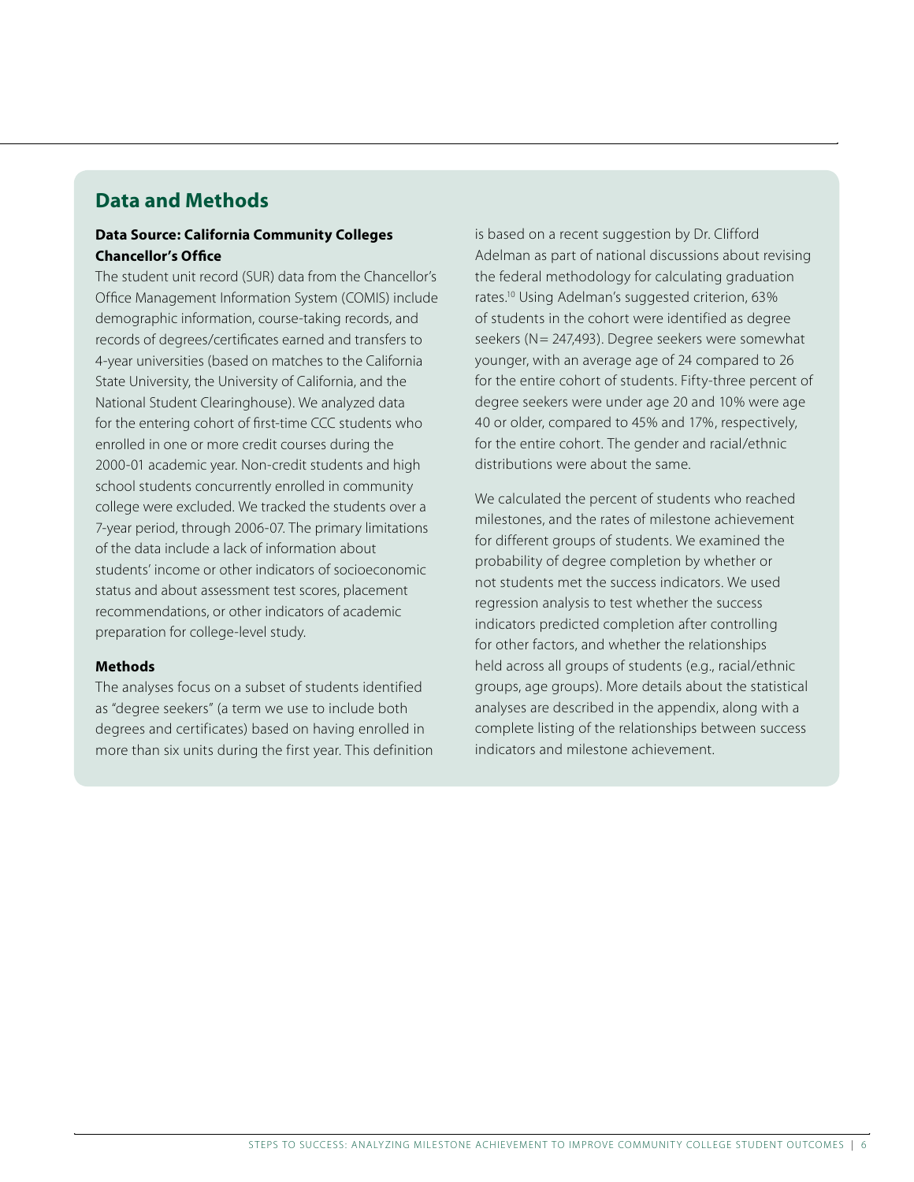## Data and Methods

### Data Source: California Community Colleges Chancellor's Office

The student unit record (SUR) data from the Chancellor's Office Management Information System (COMIS) include demographic information, course-taking records, and records of degrees/certificates earned and transfers to 4-year universities (based on matches to the California State University, the University of California, and the National Student Clearinghouse). We analyzed data for the entering cohort of first-time CCC students who enrolled in one or more credit courses during the 2000-01 academic year. Non-credit students and high school students concurrently enrolled in community college were excluded. We tracked the students over a 7-year period, through 2006-07. The primary limitations of the data include a lack of information about students' income or other indicators of socioeconomic status and about assessment test scores, placement recommendations, or other indicators of academic preparation for college-level study.

### Methods

The analyses focus on a subset of students identified as "degree seekers" (a term we use to include both degrees and certificates) based on having enrolled in more than six units during the first year. This definition is based on a recent suggestion by Dr. Clifford Adelman as part of national discussions about revising the federal methodology for calculating graduation rates.[10] Using Adelman's suggested criterion, 63% of students in the cohort were identified as degree seekers (N= 247,493). Degree seekers were somewhat younger, with an average age of 24 compared to 26 for the entire cohort of students. Fifty-three percent of degree seekers were under age 20 and 10% were age 40 or older, compared to 45% and 17%, respectively, for the entire cohort. The gender and racial/ethnic distributions were about the same.

We calculated the percent of students who reached milestones, and the rates of milestone achievement for different groups of students. We examined the probability of degree completion by whether or not students met the success indicators. We used regression analysis to test whether the success indicators predicted completion after controlling for other factors, and whether the relationships held across all groups of students (e.g., racial/ethnic groups, age groups). More details about the statistical analyses are described in the appendix, along with a complete listing of the relationships between success indicators and milestone achievement.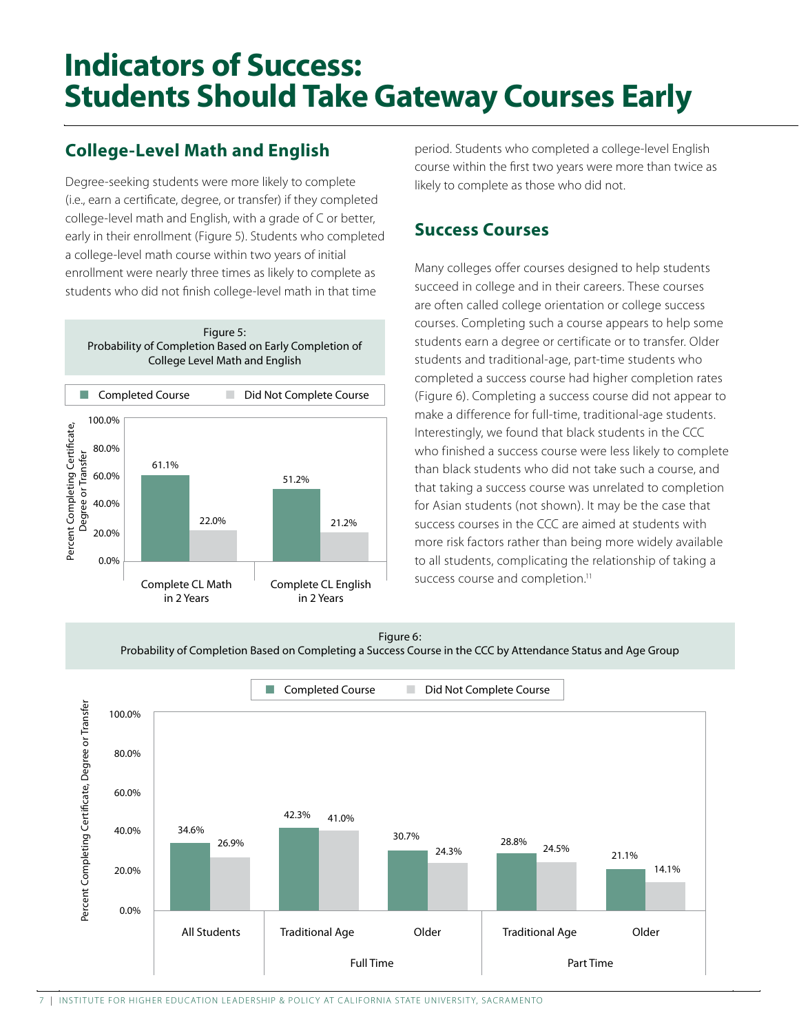# Indicators of Success: Students Should Take Gateway Courses Early

## College-Level Math and English

Degree-seeking students were more likely to complete (i.e., earn a certificate, degree, or transfer) if they completed college-level math and English, with a grade of C or better, early in their enrollment (Figure 5). Students who completed a college-level math course within two years of initial enrollment were nearly three times as likely to complete as students who did not finish college-level math in that time period. Students who completed a college-level English course within the first two years were more than twice as likely to complete as those who did not.

Figure 5:
Probability of Completion Based on Early Completion of College Level Math and English

| | Completed Course | Did Not Complete Course |
|---|---|---|
| Complete CL Math in 2 Years | 61.1% | 22.0% |
| Complete CL English in 2 Years | 51.2% | 21.2% |

## Success Courses

Many colleges offer courses designed to help students succeed in college and in their careers. These courses are often called college orientation or college success courses. Completing such a course appears to help some students earn a degree or certificate or to transfer. Older students and traditional-age, part-time students who completed a success course had higher completion rates (Figure 6). Completing a success course did not appear to make a difference for full-time, traditional-age students. Interestingly, we found that black students in the CCC who finished a success course were less likely to complete than black students who did not take such a course, and that taking a success course was unrelated to completion for Asian students (not shown). It may be the case that success courses in the CCC are aimed at students with more risk factors rather than being more widely available to all students, complicating the relationship of taking a success course and completion.[11]

Figure 6:
Probability of Completion Based on Completing a Success Course in the CCC by Attendance Status and Age Group

| | | Completed Course | Did Not Complete Course |
|---|---|---|---|
| All Students | | 34.6% | 26.9% |
| Full Time | Traditional Age | 42.3% | 41.0% |
| Full Time | Older | 30.7% | 24.3% |
| Part Time | Traditional Age | 28.8% | 24.5% |
| Part Time | Older | 21.1% | 14.1% |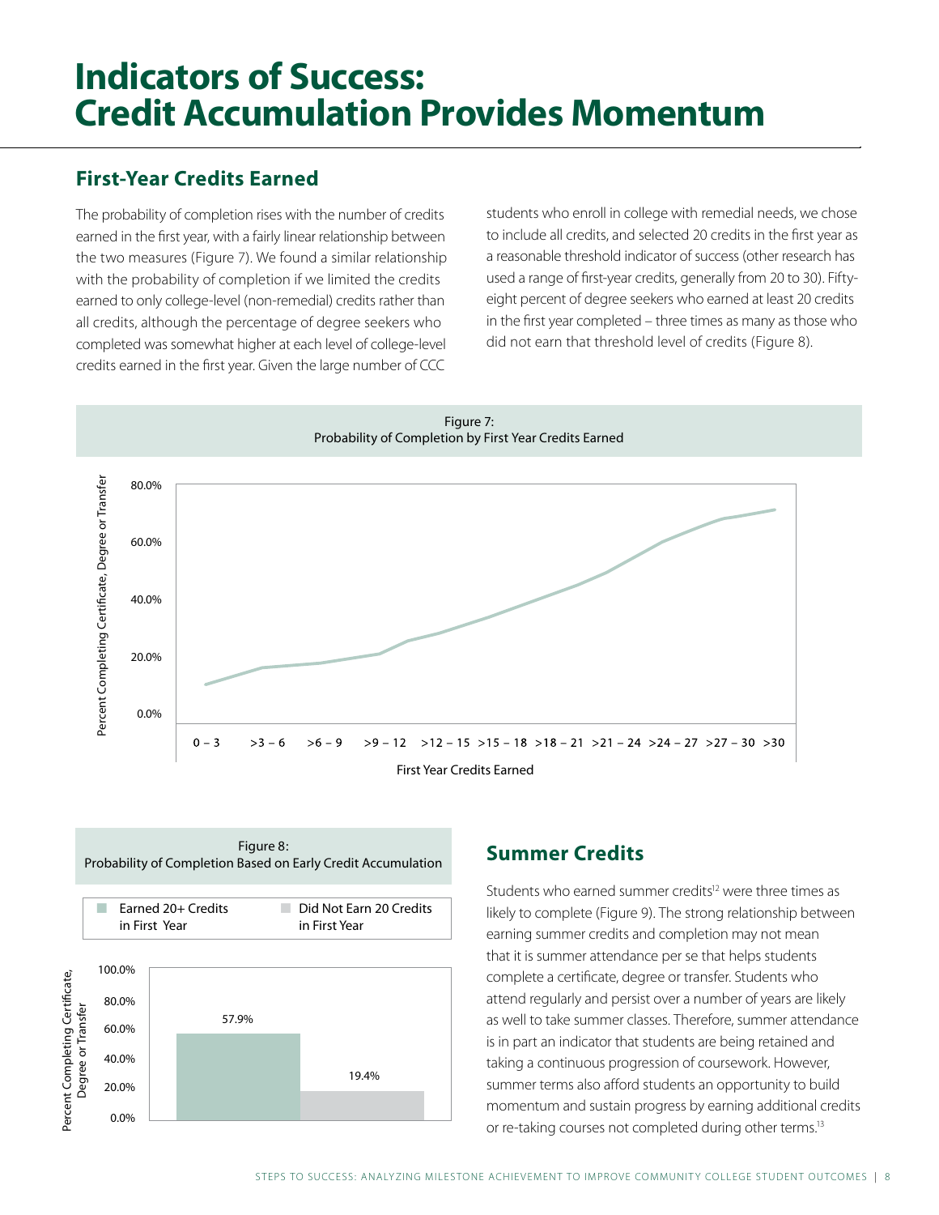# Indicators of Success: Credit Accumulation Provides Momentum

## First-Year Credits Earned

The probability of completion rises with the number of credits earned in the first year, with a fairly linear relationship between the two measures (Figure 7). We found a similar relationship with the probability of completion if we limited the credits earned to only college-level (non-remedial) credits rather than all credits, although the percentage of degree seekers who completed was somewhat higher at each level of college-level credits earned in the first year. Given the large number of CCC students who enroll in college with remedial needs, we chose to include all credits, and selected 20 credits in the first year as a reasonable threshold indicator of success (other research has used a range of first-year credits, generally from 20 to 30). Fifty-eight percent of degree seekers who earned at least 20 credits in the first year completed – three times as many as those who did not earn that threshold level of credits (Figure 8).

Figure 7:
Probability of Completion by First Year Credits Earned

Figure 8:
Probability of Completion Based on Early Credit Accumulation

| | Percent Completing Certificate, Degree or Transfer |
|---|---|
| Earned 20+ Credits in First Year | 57.9% |
| Did Not Earn 20 Credits in First Year | 19.4% |

## Summer Credits

Students who earned summer credits[12] were three times as likely to complete (Figure 9). The strong relationship between earning summer credits and completion may not mean that it is summer attendance per se that helps students complete a certificate, degree or transfer. Students who attend regularly and persist over a number of years are likely as well to take summer classes. Therefore, summer attendance is in part an indicator that students are being retained and taking a continuous progression of coursework. However, summer terms also afford students an opportunity to build momentum and sustain progress by earning additional credits or re-taking courses not completed during other terms.[13]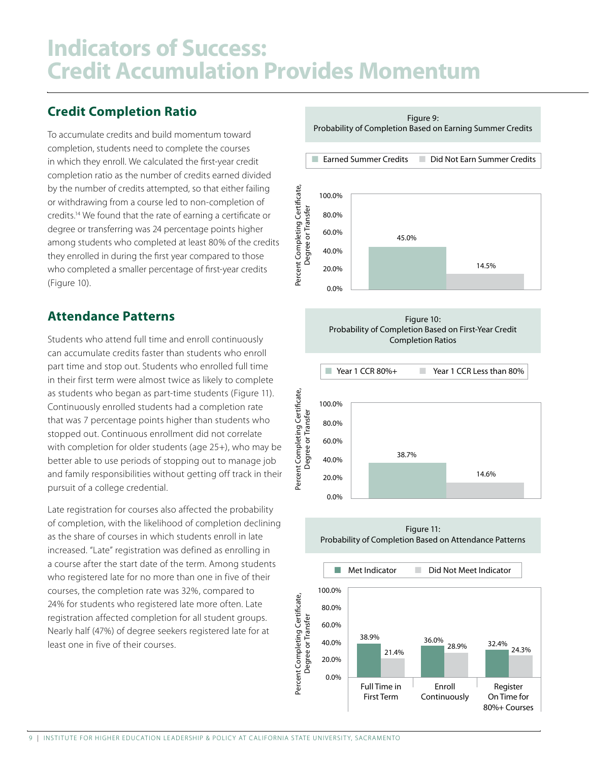# Indicators of Success: Credit Accumulation Provides Momentum

## Credit Completion Ratio

To accumulate credits and build momentum toward completion, students need to complete the courses in which they enroll. We calculated the first-year credit completion ratio as the number of credits earned divided by the number of credits attempted, so that either failing or withdrawing from a course led to non-completion of credits.[14] We found that the rate of earning a certificate or degree or transferring was 24 percentage points higher among students who completed at least 80% of the credits they enrolled in during the first year compared to those who completed a smaller percentage of first-year credits (Figure 10).

## Attendance Patterns

Students who attend full time and enroll continuously can accumulate credits faster than students who enroll part time and stop out. Students who enrolled full time in their first term were almost twice as likely to complete as students who began as part-time students (Figure 11). Continuously enrolled students had a completion rate that was 7 percentage points higher than students who stopped out. Continuous enrollment did not correlate with completion for older students (age 25+), who may be better able to use periods of stopping out to manage job and family responsibilities without getting off track in their pursuit of a college credential.

Late registration for courses also affected the probability of completion, with the likelihood of completion declining as the share of courses in which students enroll in late increased. "Late" registration was defined as enrolling in a course after the start date of the term. Among students who registered late for no more than one in five of their courses, the completion rate was 32%, compared to 24% for students who registered late more often. Late registration affected completion for all student groups. Nearly half (47%) of degree seekers registered late for at least one in five of their courses.

Figure 9: Probability of Completion Based on Earning Summer Credits

| | Percent Completing Certificate, Degree or Transfer |
|---|---|
| Earned Summer Credits | 45.0% |
| Did Not Earn Summer Credits | 14.5% |

Figure 10: Probability of Completion Based on First-Year Credit Completion Ratios

| | Percent Completing Certificate, Degree or Transfer |
|---|---|
| Year 1 CCR 80%+ | 38.7% |
| Year 1 CCR Less than 80% | 14.6% |

Figure 11: Probability of Completion Based on Attendance Patterns

| Percent Completing Certificate, Degree or Transfer | Met Indicator | Did Not Meet Indicator |
|---|---|---|
| Full Time in First Term | 38.9% | 21.4% |
| Enroll Continuously | 36.0% | 28.9% |
| Register On Time for 80%+ Courses | 32.4% | 24.3% |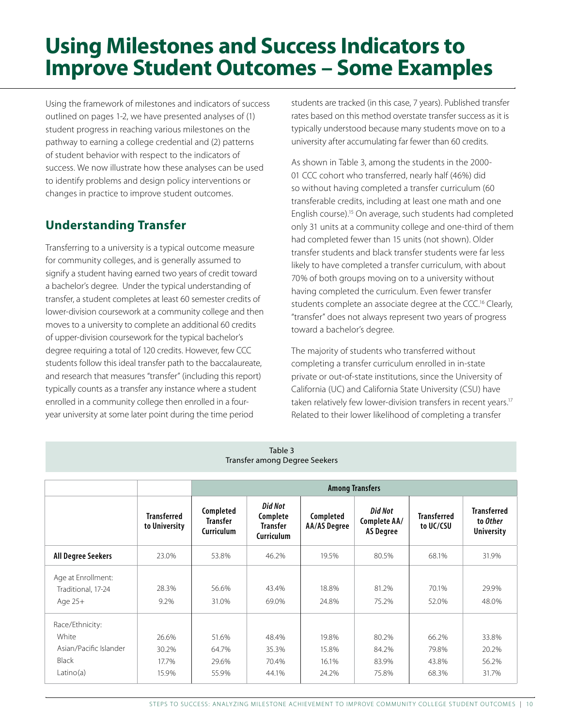# Using Milestones and Success Indicators to Improve Student Outcomes – Some Examples

Using the framework of milestones and indicators of success outlined on pages 1-2, we have presented analyses of (1) student progress in reaching various milestones on the pathway to earning a college credential and (2) patterns of student behavior with respect to the indicators of success. We now illustrate how these analyses can be used to identify problems and design policy interventions or changes in practice to improve student outcomes.

## Understanding Transfer

Transferring to a university is a typical outcome measure for community colleges, and is generally assumed to signify a student having earned two years of credit toward a bachelor's degree. Under the typical understanding of transfer, a student completes at least 60 semester credits of lower-division coursework at a community college and then moves to a university to complete an additional 60 credits of upper-division coursework for the typical bachelor's degree requiring a total of 120 credits. However, few CCC students follow this ideal transfer path to the baccalaureate, and research that measures "transfer" (including this report) typically counts as a transfer any instance where a student enrolled in a community college then enrolled in a four-year university at some later point during the time period students are tracked (in this case, 7 years). Published transfer rates based on this method overstate transfer success as it is typically understood because many students move on to a university after accumulating far fewer than 60 credits.

As shown in Table 3, among the students in the 2000-01 CCC cohort who transferred, nearly half (46%) did so without having completed a transfer curriculum (60 transferable credits, including at least one math and one English course).[15] On average, such students had completed only 31 units at a community college and one-third of them had completed fewer than 15 units (not shown). Older transfer students and black transfer students were far less likely to have completed a transfer curriculum, with about 70% of both groups moving on to a university without having completed the curriculum. Even fewer transfer students complete an associate degree at the CCC.[16] Clearly, "transfer" does not always represent two years of progress toward a bachelor's degree.

The majority of students who transferred without completing a transfer curriculum enrolled in in-state private or out-of-state institutions, since the University of California (UC) and California State University (CSU) have taken relatively few lower-division transfers in recent years.[17] Related to their lower likelihood of completing a transfer

Table 3
Transfer among Degree Seekers

| | | Among Transfers | | | | | |
|---|---|---|---|---|---|---|---|
| | **Transferred to University** | **Completed Transfer Curriculum** | ***Did Not* Complete Transfer Curriculum** | **Completed AA/AS Degree** | ***Did Not* Complete AA/AS Degree** | **Transferred to UC/CSU** | **Transferred to *Other* University** |
| **All Degree Seekers** | 23.0% | 53.8% | 46.2% | 19.5% | 80.5% | 68.1% | 31.9% |
| Age at Enrollment: | | | | | | | |
| Traditional, 17-24 | 28.3% | 56.6% | 43.4% | 18.8% | 81.2% | 70.1% | 29.9% |
| Age 25+ | 9.2% | 31.0% | 69.0% | 24.8% | 75.2% | 52.0% | 48.0% |
| Race/Ethnicity: | | | | | | | |
| White | 26.6% | 51.6% | 48.4% | 19.8% | 80.2% | 66.2% | 33.8% |
| Asian/Pacific Islander | 30.2% | 64.7% | 35.3% | 15.8% | 84.2% | 79.8% | 20.2% |
| Black | 17.7% | 29.6% | 70.4% | 16.1% | 83.9% | 43.8% | 56.2% |
| Latino(a) | 15.9% | 55.9% | 44.1% | 24.2% | 75.8% | 68.3% | 31.7% |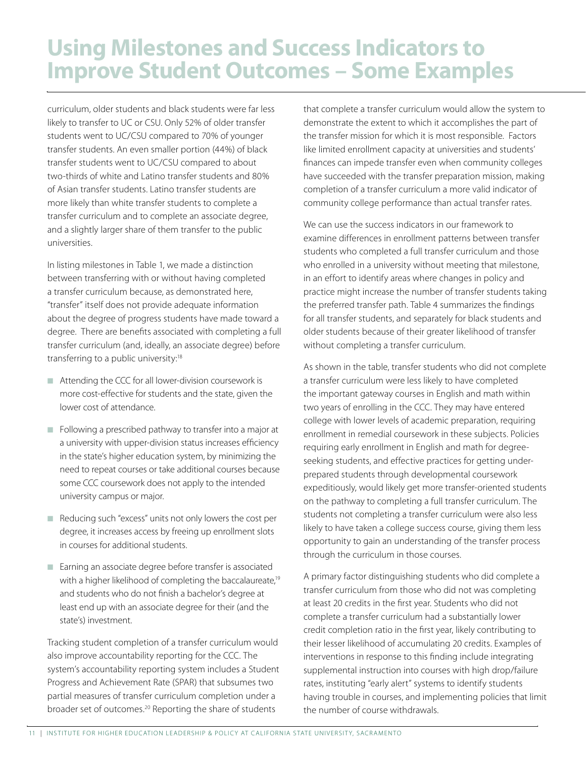# Using Milestones and Success Indicators to Improve Student Outcomes – Some Examples

curriculum, older students and black students were far less likely to transfer to UC or CSU. Only 52% of older transfer students went to UC/CSU compared to 70% of younger transfer students. An even smaller portion (44%) of black transfer students went to UC/CSU compared to about two-thirds of white and Latino transfer students and 80% of Asian transfer students. Latino transfer students are more likely than white transfer students to complete a transfer curriculum and to complete an associate degree, and a slightly larger share of them transfer to the public universities.

In listing milestones in Table 1, we made a distinction between transferring with or without having completed a transfer curriculum because, as demonstrated here, "transfer" itself does not provide adequate information about the degree of progress students have made toward a degree. There are benefits associated with completing a full transfer curriculum (and, ideally, an associate degree) before transferring to a public university:[18]

- Attending the CCC for all lower-division coursework is more cost-effective for students and the state, given the lower cost of attendance.
- Following a prescribed pathway to transfer into a major at a university with upper-division status increases efficiency in the state's higher education system, by minimizing the need to repeat courses or take additional courses because some CCC coursework does not apply to the intended university campus or major.
- Reducing such "excess" units not only lowers the cost per degree, it increases access by freeing up enrollment slots in courses for additional students.
- Earning an associate degree before transfer is associated with a higher likelihood of completing the baccalaureate,[19] and students who do not finish a bachelor's degree at least end up with an associate degree for their (and the state's) investment.

Tracking student completion of a transfer curriculum would also improve accountability reporting for the CCC. The system's accountability reporting system includes a Student Progress and Achievement Rate (SPAR) that subsumes two partial measures of transfer curriculum completion under a broader set of outcomes.[20] Reporting the share of students that complete a transfer curriculum would allow the system to demonstrate the extent to which it accomplishes the part of the transfer mission for which it is most responsible. Factors like limited enrollment capacity at universities and students' finances can impede transfer even when community colleges have succeeded with the transfer preparation mission, making completion of a transfer curriculum a more valid indicator of community college performance than actual transfer rates.

We can use the success indicators in our framework to examine differences in enrollment patterns between transfer students who completed a full transfer curriculum and those who enrolled in a university without meeting that milestone, in an effort to identify areas where changes in policy and practice might increase the number of transfer students taking the preferred transfer path. Table 4 summarizes the findings for all transfer students, and separately for black students and older students because of their greater likelihood of transfer without completing a transfer curriculum.

As shown in the table, transfer students who did not complete a transfer curriculum were less likely to have completed the important gateway courses in English and math within two years of enrolling in the CCC. They may have entered college with lower levels of academic preparation, requiring enrollment in remedial coursework in these subjects. Policies requiring early enrollment in English and math for degree-seeking students, and effective practices for getting under-prepared students through developmental coursework expeditiously, would likely get more transfer-oriented students on the pathway to completing a full transfer curriculum. The students not completing a transfer curriculum were also less likely to have taken a college success course, giving them less opportunity to gain an understanding of the transfer process through the curriculum in those courses.

A primary factor distinguishing students who did complete a transfer curriculum from those who did not was completing at least 20 credits in the first year. Students who did not complete a transfer curriculum had a substantially lower credit completion ratio in the first year, likely contributing to their lesser likelihood of accumulating 20 credits. Examples of interventions in response to this finding include integrating supplemental instruction into courses with high drop/failure rates, instituting "early alert" systems to identify students having trouble in courses, and implementing policies that limit the number of course withdrawals.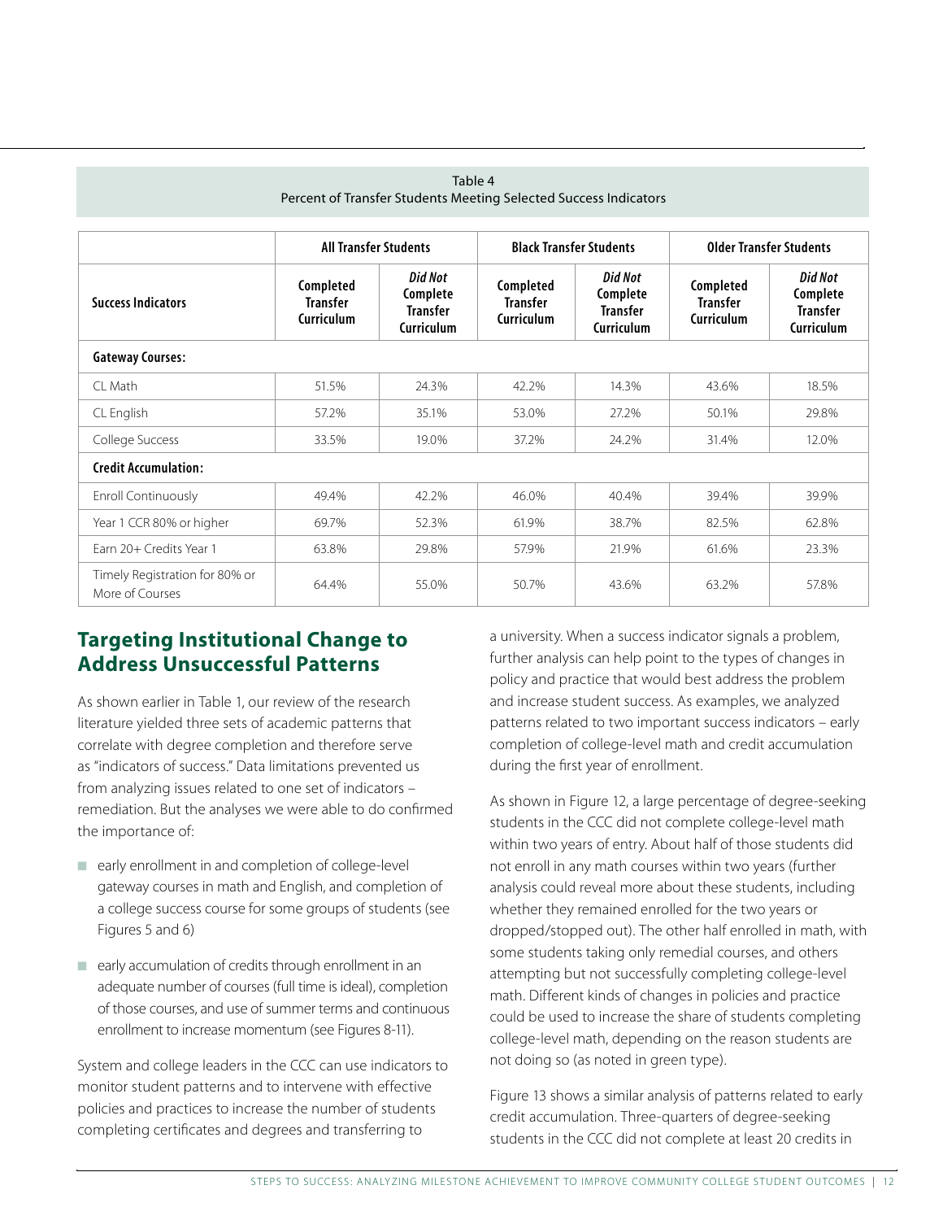Table 4
Percent of Transfer Students Meeting Selected Success Indicators

| Success Indicators | All Transfer Students | | Black Transfer Students | | Older Transfer Students | |
|---|---|---|---|---|---|---|
| | Completed Transfer Curriculum | *Did Not* Complete Transfer Curriculum | Completed Transfer Curriculum | *Did Not* Complete Transfer Curriculum | Completed Transfer Curriculum | *Did Not* Complete Transfer Curriculum |
| **Gateway Courses:** | | | | | | |
| CL Math | 51.5% | 24.3% | 42.2% | 14.3% | 43.6% | 18.5% |
| CL English | 57.2% | 35.1% | 53.0% | 27.2% | 50.1% | 29.8% |
| College Success | 33.5% | 19.0% | 37.2% | 24.2% | 31.4% | 12.0% |
| **Credit Accumulation:** | | | | | | |
| Enroll Continuously | 49.4% | 42.2% | 46.0% | 40.4% | 39.4% | 39.9% |
| Year 1 CCR 80% or higher | 69.7% | 52.3% | 61.9% | 38.7% | 82.5% | 62.8% |
| Earn 20+ Credits Year 1 | 63.8% | 29.8% | 57.9% | 21.9% | 61.6% | 23.3% |
| Timely Registration for 80% or More of Courses | 64.4% | 55.0% | 50.7% | 43.6% | 63.2% | 57.8% |

## Targeting Institutional Change to Address Unsuccessful Patterns

As shown earlier in Table 1, our review of the research literature yielded three sets of academic patterns that correlate with degree completion and therefore serve as "indicators of success." Data limitations prevented us from analyzing issues related to one set of indicators – remediation. But the analyses we were able to do confirmed the importance of:

- early enrollment in and completion of college-level gateway courses in math and English, and completion of a college success course for some groups of students (see Figures 5 and 6)
- early accumulation of credits through enrollment in an adequate number of courses (full time is ideal), completion of those courses, and use of summer terms and continuous enrollment to increase momentum (see Figures 8-11).

System and college leaders in the CCC can use indicators to monitor student patterns and to intervene with effective policies and practices to increase the number of students completing certificates and degrees and transferring to a university. When a success indicator signals a problem, further analysis can help point to the types of changes in policy and practice that would best address the problem and increase student success. As examples, we analyzed patterns related to two important success indicators – early completion of college-level math and credit accumulation during the first year of enrollment.

As shown in Figure 12, a large percentage of degree-seeking students in the CCC did not complete college-level math within two years of entry. About half of those students did not enroll in any math courses within two years (further analysis could reveal more about these students, including whether they remained enrolled for the two years or dropped/stopped out). The other half enrolled in math, with some students taking only remedial courses, and others attempting but not successfully completing college-level math. Different kinds of changes in policies and practice could be used to increase the share of students completing college-level math, depending on the reason students are not doing so (as noted in green type).

Figure 13 shows a similar analysis of patterns related to early credit accumulation. Three-quarters of degree-seeking students in the CCC did not complete at least 20 credits in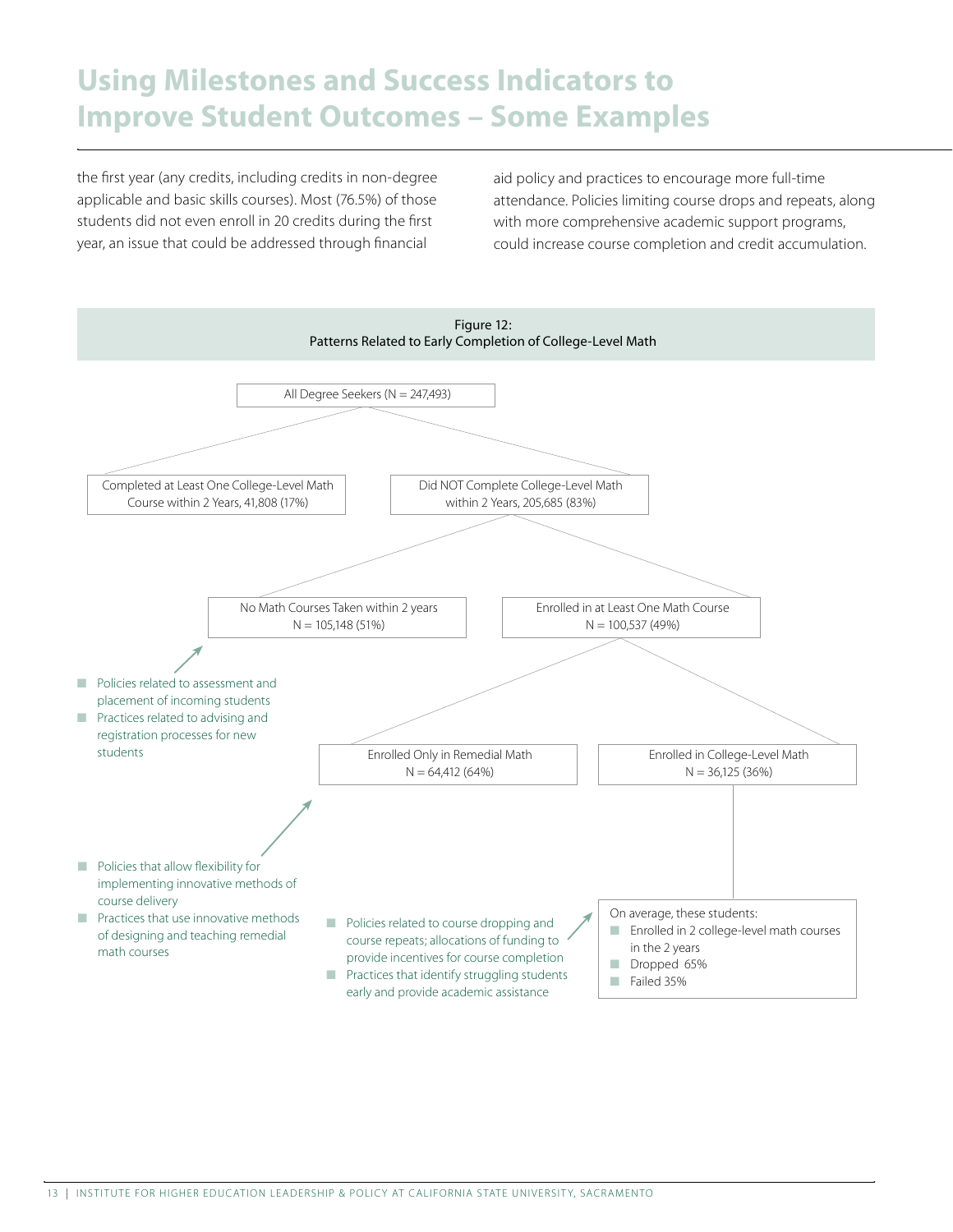# Using Milestones and Success Indicators to Improve Student Outcomes – Some Examples

the first year (any credits, including credits in non-degree applicable and basic skills courses). Most (76.5%) of those students did not even enroll in 20 credits during the first year, an issue that could be addressed through financial aid policy and practices to encourage more full-time attendance. Policies limiting course drops and repeats, along with more comprehensive academic support programs, could increase course completion and credit accumulation.

Figure 12:
Patterns Related to Early Completion of College-Level Math

All Degree Seekers (N = 247,493)

- Completed at Least One College-Level Math Course within 2 Years, 41,808 (17%)
- Did NOT Complete College-Level Math within 2 Years, 205,685 (83%)
  - No Math Courses Taken within 2 years N = 105,148 (51%)
  - Enrolled in at Least One Math Course N = 100,537 (49%)
    - Enrolled Only in Remedial Math N = 64,412 (64%)
    - Enrolled in College-Level Math N = 36,125 (36%)

On average, these students:
- Enrolled in 2 college-level math courses in the 2 years
- Dropped 65%
- Failed 35%

Related to "No Math Courses Taken within 2 years":
- Policies related to assessment and placement of incoming students
- Practices related to advising and registration processes for new students

Related to "Enrolled Only in Remedial Math":
- Policies that allow flexibility for implementing innovative methods of course delivery
- Practices that use innovative methods of designing and teaching remedial math courses

Related to students enrolled in college-level math:
- Policies related to course dropping and course repeats; allocations of funding to provide incentives for course completion
- Practices that identify struggling students early and provide academic assistance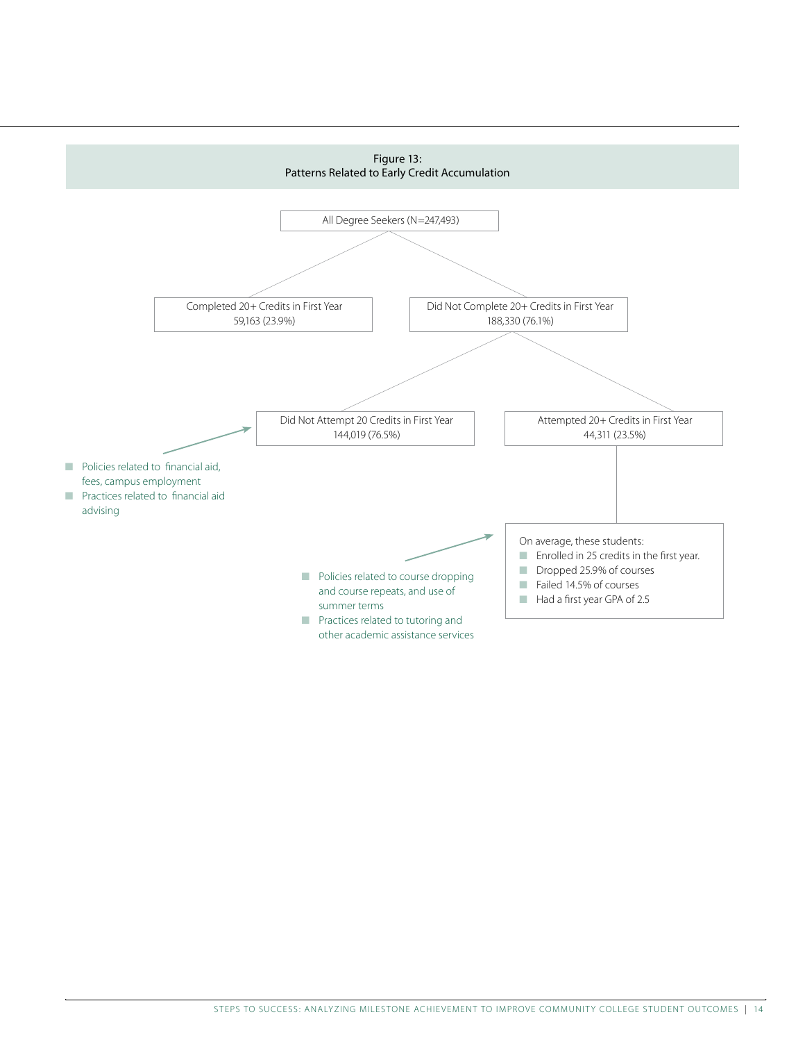**Figure 13:**
**Patterns Related to Early Credit Accumulation**

All Degree Seekers (N=247,493)

- Completed 20+ Credits in First Year
  59,163 (23.9%)
- Did Not Complete 20+ Credits in First Year
  188,330 (76.1%)
  - Did Not Attempt 20 Credits in First Year
    144,019 (76.5%)
  - Attempted 20+ Credits in First Year
    44,311 (23.5%)

- Policies related to financial aid, fees, campus employment
- Practices related to financial aid advising

On average, these students:

- Enrolled in 25 credits in the first year.
- Dropped 25.9% of courses
- Failed 14.5% of courses
- Had a first year GPA of 2.5

- Policies related to course dropping and course repeats, and use of summer terms
- Practices related to tutoring and other academic assistance services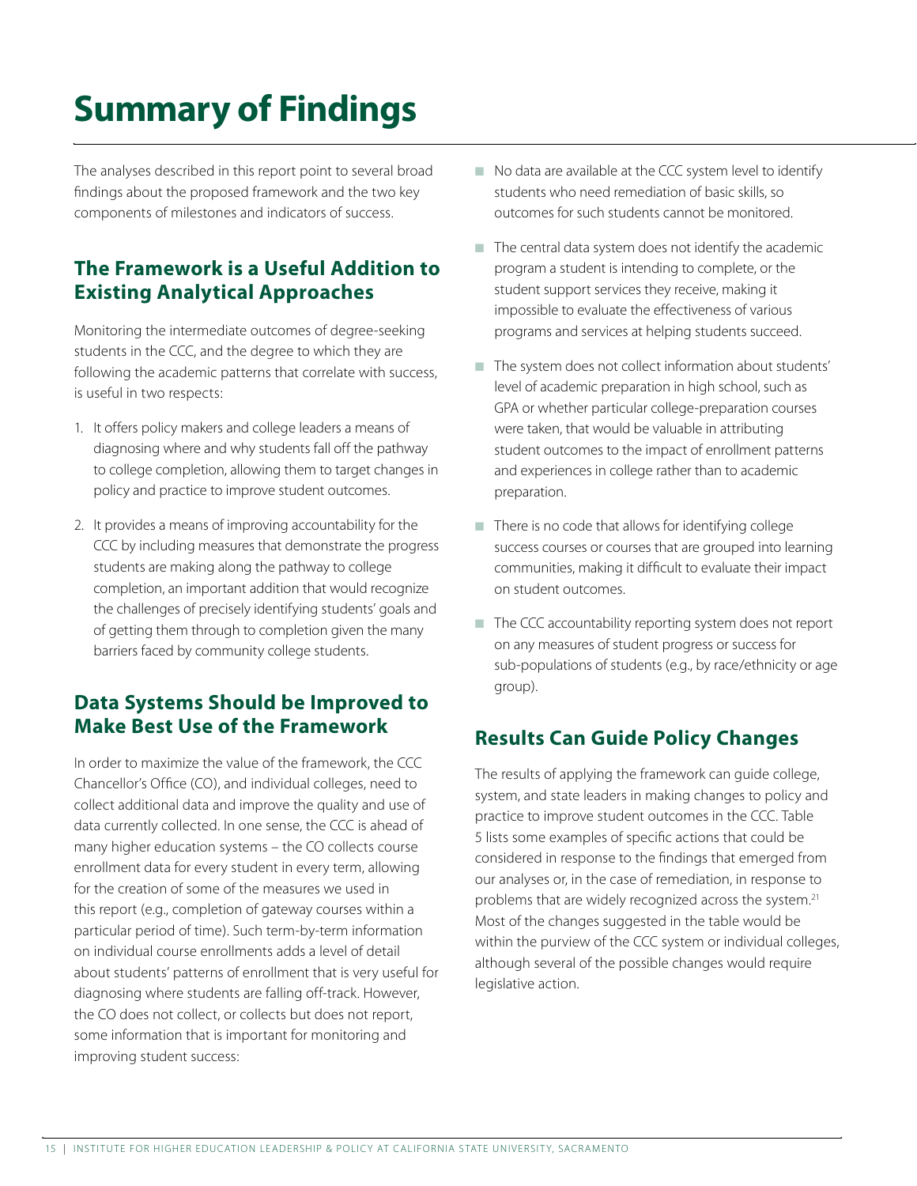# Summary of Findings

The analyses described in this report point to several broad findings about the proposed framework and the two key components of milestones and indicators of success.

## The Framework is a Useful Addition to Existing Analytical Approaches

Monitoring the intermediate outcomes of degree-seeking students in the CCC, and the degree to which they are following the academic patterns that correlate with success, is useful in two respects:

1. It offers policy makers and college leaders a means of diagnosing where and why students fall off the pathway to college completion, allowing them to target changes in policy and practice to improve student outcomes.
2. It provides a means of improving accountability for the CCC by including measures that demonstrate the progress students are making along the pathway to college completion, an important addition that would recognize the challenges of precisely identifying students' goals and of getting them through to completion given the many barriers faced by community college students.

## Data Systems Should be Improved to Make Best Use of the Framework

In order to maximize the value of the framework, the CCC Chancellor's Office (CO), and individual colleges, need to collect additional data and improve the quality and use of data currently collected. In one sense, the CCC is ahead of many higher education systems – the CO collects course enrollment data for every student in every term, allowing for the creation of some of the measures we used in this report (e.g., completion of gateway courses within a particular period of time). Such term-by-term information on individual course enrollments adds a level of detail about students' patterns of enrollment that is very useful for diagnosing where students are falling off-track. However, the CO does not collect, or collects but does not report, some information that is important for monitoring and improving student success:

- No data are available at the CCC system level to identify students who need remediation of basic skills, so outcomes for such students cannot be monitored.
- The central data system does not identify the academic program a student is intending to complete, or the student support services they receive, making it impossible to evaluate the effectiveness of various programs and services at helping students succeed.
- The system does not collect information about students' level of academic preparation in high school, such as GPA or whether particular college-preparation courses were taken, that would be valuable in attributing student outcomes to the impact of enrollment patterns and experiences in college rather than to academic preparation.
- There is no code that allows for identifying college success courses or courses that are grouped into learning communities, making it difficult to evaluate their impact on student outcomes.
- The CCC accountability reporting system does not report on any measures of student progress or success for sub-populations of students (e.g., by race/ethnicity or age group).

## Results Can Guide Policy Changes

The results of applying the framework can guide college, system, and state leaders in making changes to policy and practice to improve student outcomes in the CCC. Table 5 lists some examples of specific actions that could be considered in response to the findings that emerged from our analyses or, in the case of remediation, in response to problems that are widely recognized across the system.[21] Most of the changes suggested in the table would be within the purview of the CCC system or individual colleges, although several of the possible changes would require legislative action.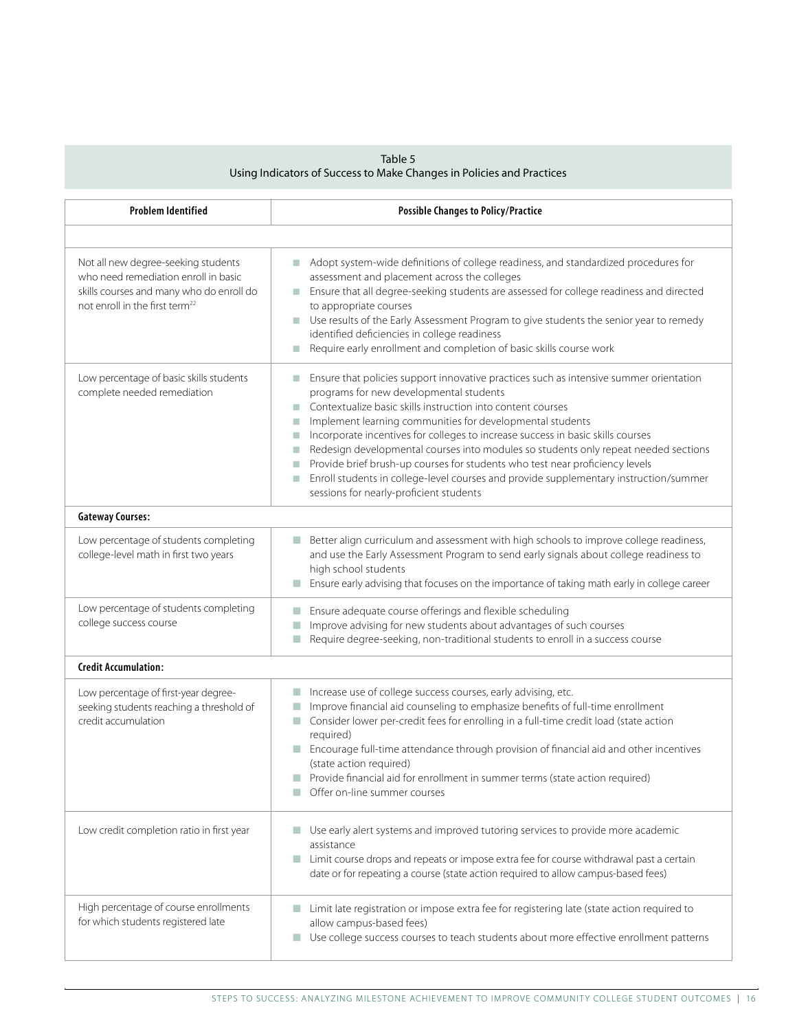Table 5
Using Indicators of Success to Make Changes in Policies and Practices

| Problem Identified | Possible Changes to Policy/Practice |
|---|---|
| | |
| Not all new degree-seeking students who need remediation enroll in basic skills courses and many who do enroll do not enroll in the first term[22] | ■ Adopt system-wide definitions of college readiness, and standardized procedures for assessment and placement across the colleges<br>■ Ensure that all degree-seeking students are assessed for college readiness and directed to appropriate courses<br>■ Use results of the Early Assessment Program to give students the senior year to remedy identified deficiencies in college readiness<br>■ Require early enrollment and completion of basic skills course work |
| Low percentage of basic skills students complete needed remediation | ■ Ensure that policies support innovative practices such as intensive summer orientation programs for new developmental students<br>■ Contextualize basic skills instruction into content courses<br>■ Implement learning communities for developmental students<br>■ Incorporate incentives for colleges to increase success in basic skills courses<br>■ Redesign developmental courses into modules so students only repeat needed sections<br>■ Provide brief brush-up courses for students who test near proficiency levels<br>■ Enroll students in college-level courses and provide supplementary instruction/summer sessions for nearly-proficient students |
| **Gateway Courses:** | |
| Low percentage of students completing college-level math in first two years | ■ Better align curriculum and assessment with high schools to improve college readiness, and use the Early Assessment Program to send early signals about college readiness to high school students<br>■ Ensure early advising that focuses on the importance of taking math early in college career |
| Low percentage of students completing college success course | ■ Ensure adequate course offerings and flexible scheduling<br>■ Improve advising for new students about advantages of such courses<br>■ Require degree-seeking, non-traditional students to enroll in a success course |
| **Credit Accumulation:** | |
| Low percentage of first-year degree-seeking students reaching a threshold of credit accumulation | ■ Increase use of college success courses, early advising, etc.<br>■ Improve financial aid counseling to emphasize benefits of full-time enrollment<br>■ Consider lower per-credit fees for enrolling in a full-time credit load (state action required)<br>■ Encourage full-time attendance through provision of financial aid and other incentives (state action required)<br>■ Provide financial aid for enrollment in summer terms (state action required)<br>■ Offer on-line summer courses |
| Low credit completion ratio in first year | ■ Use early alert systems and improved tutoring services to provide more academic assistance<br>■ Limit course drops and repeats or impose extra fee for course withdrawal past a certain date or for repeating a course (state action required to allow campus-based fees) |
| High percentage of course enrollments for which students registered late | ■ Limit late registration or impose extra fee for registering late (state action required to allow campus-based fees)<br>■ Use college success courses to teach students about more effective enrollment patterns |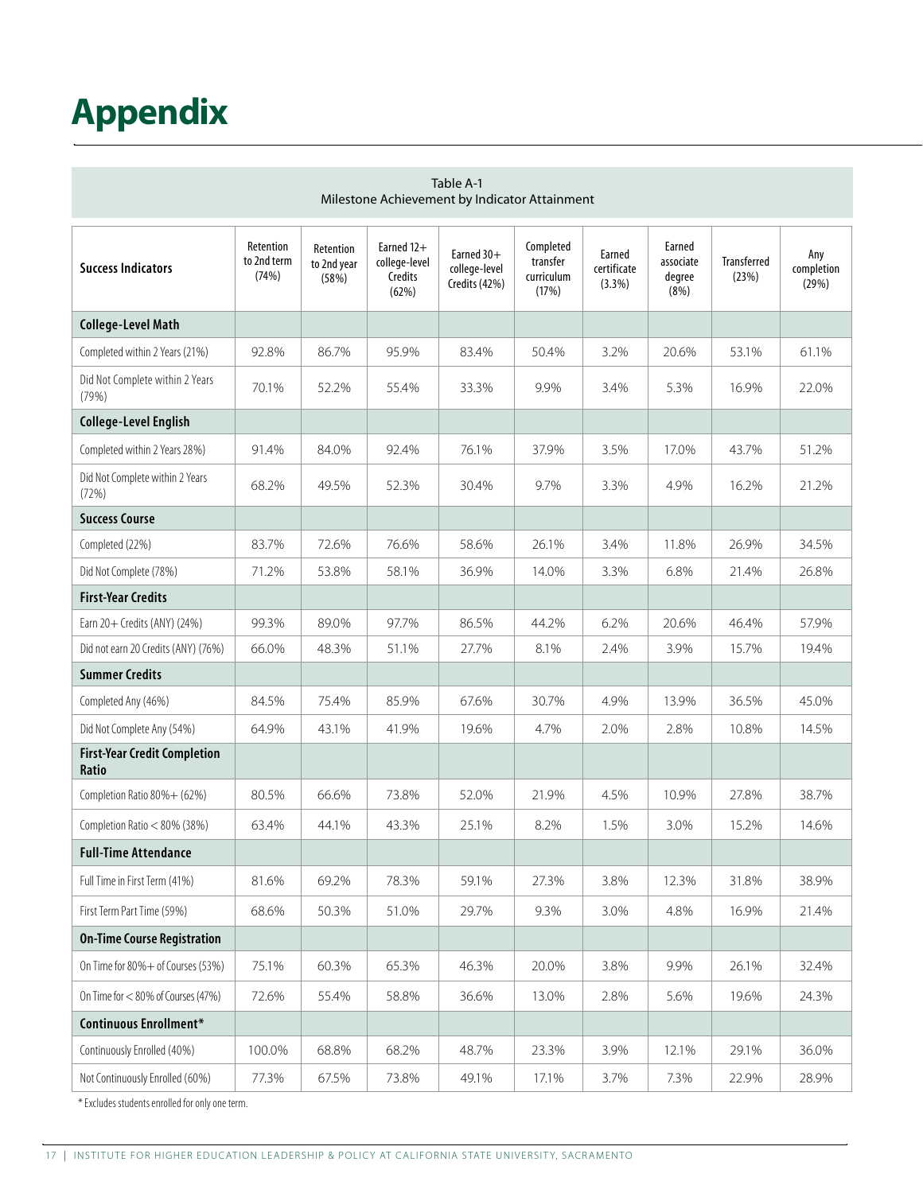# Appendix

Table A-1
Milestone Achievement by Indicator Attainment

| Success Indicators | Retention to 2nd term (74%) | Retention to 2nd year (58%) | Earned 12+ college-level Credits (62%) | Earned 30+ college-level Credits (42%) | Completed transfer curriculum (17%) | Earned certificate (3.3%) | Earned associate degree (8%) | Transferred (23%) | Any completion (29%) |
|---|---|---|---|---|---|---|---|---|---|
| **College-Level Math** | | | | | | | | | |
| Completed within 2 Years (21%) | 92.8% | 86.7% | 95.9% | 83.4% | 50.4% | 3.2% | 20.6% | 53.1% | 61.1% |
| Did Not Complete within 2 Years (79%) | 70.1% | 52.2% | 55.4% | 33.3% | 9.9% | 3.4% | 5.3% | 16.9% | 22.0% |
| **College-Level English** | | | | | | | | | |
| Completed within 2 Years 28%) | 91.4% | 84.0% | 92.4% | 76.1% | 37.9% | 3.5% | 17.0% | 43.7% | 51.2% |
| Did Not Complete within 2 Years (72%) | 68.2% | 49.5% | 52.3% | 30.4% | 9.7% | 3.3% | 4.9% | 16.2% | 21.2% |
| **Success Course** | | | | | | | | | |
| Completed (22%) | 83.7% | 72.6% | 76.6% | 58.6% | 26.1% | 3.4% | 11.8% | 26.9% | 34.5% |
| Did Not Complete (78%) | 71.2% | 53.8% | 58.1% | 36.9% | 14.0% | 3.3% | 6.8% | 21.4% | 26.8% |
| **First-Year Credits** | | | | | | | | | |
| Earn 20+ Credits (ANY) (24%) | 99.3% | 89.0% | 97.7% | 86.5% | 44.2% | 6.2% | 20.6% | 46.4% | 57.9% |
| Did not earn 20 Credits (ANY) (76%) | 66.0% | 48.3% | 51.1% | 27.7% | 8.1% | 2.4% | 3.9% | 15.7% | 19.4% |
| **Summer Credits** | | | | | | | | | |
| Completed Any (46%) | 84.5% | 75.4% | 85.9% | 67.6% | 30.7% | 4.9% | 13.9% | 36.5% | 45.0% |
| Did Not Complete Any (54%) | 64.9% | 43.1% | 41.9% | 19.6% | 4.7% | 2.0% | 2.8% | 10.8% | 14.5% |
| **First-Year Credit Completion Ratio** | | | | | | | | | |
| Completion Ratio 80%+ (62%) | 80.5% | 66.6% | 73.8% | 52.0% | 21.9% | 4.5% | 10.9% | 27.8% | 38.7% |
| Completion Ratio < 80% (38%) | 63.4% | 44.1% | 43.3% | 25.1% | 8.2% | 1.5% | 3.0% | 15.2% | 14.6% |
| **Full-Time Attendance** | | | | | | | | | |
| Full Time in First Term (41%) | 81.6% | 69.2% | 78.3% | 59.1% | 27.3% | 3.8% | 12.3% | 31.8% | 38.9% |
| First Term Part Time (59%) | 68.6% | 50.3% | 51.0% | 29.7% | 9.3% | 3.0% | 4.8% | 16.9% | 21.4% |
| **On-Time Course Registration** | | | | | | | | | |
| On Time for 80%+ of Courses (53%) | 75.1% | 60.3% | 65.3% | 46.3% | 20.0% | 3.8% | 9.9% | 26.1% | 32.4% |
| On Time for < 80% of Courses (47%) | 72.6% | 55.4% | 58.8% | 36.6% | 13.0% | 2.8% | 5.6% | 19.6% | 24.3% |
| **Continuous Enrollment*** | | | | | | | | | |
| Continuously Enrolled (40%) | 100.0% | 68.8% | 68.2% | 48.7% | 23.3% | 3.9% | 12.1% | 29.1% | 36.0% |
| Not Continuously Enrolled (60%) | 77.3% | 67.5% | 73.8% | 49.1% | 17.1% | 3.7% | 7.3% | 22.9% | 28.9% |

* Excludes students enrolled for only one term.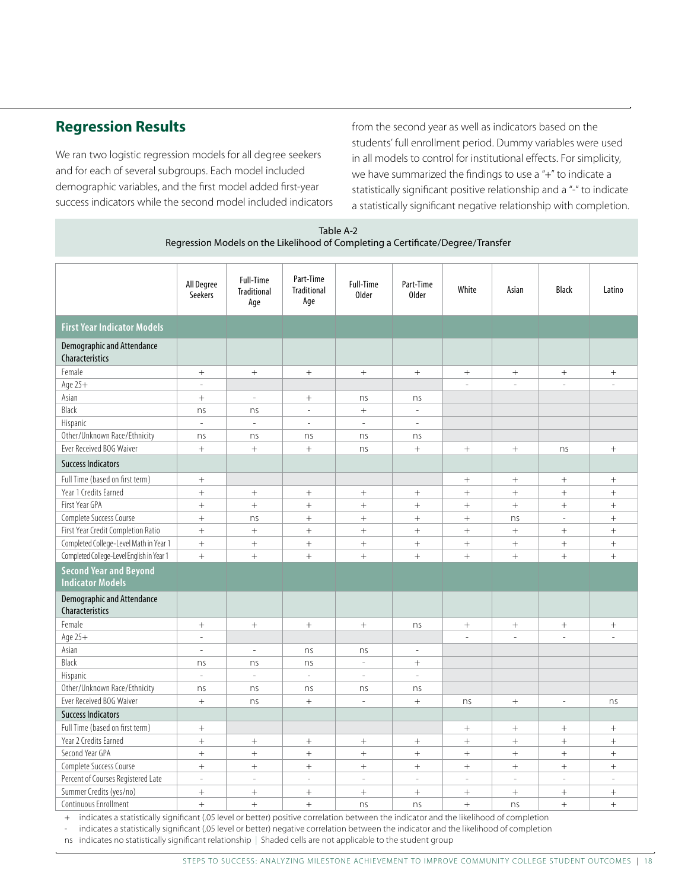## Regression Results

We ran two logistic regression models for all degree seekers and for each of several subgroups. Each model included demographic variables, and the first model added first-year success indicators while the second model included indicators from the second year as well as indicators based on the students' full enrollment period. Dummy variables were used in all models to control for institutional effects. For simplicity, we have summarized the findings to use a "+" to indicate a statistically significant positive relationship and a "-" to indicate a statistically significant negative relationship with completion.

Table A-2
Regression Models on the Likelihood of Completing a Certificate/Degree/Transfer

| | All Degree Seekers | Full-Time Traditional Age | Part-Time Traditional Age | Full-Time Older | Part-Time Older | White | Asian | Black | Latino |
|---|---|---|---|---|---|---|---|---|---|
| **First Year Indicator Models** | | | | | | | | | |
| **Demographic and Attendance Characteristics** | | | | | | | | | |
| Female | + | + | + | + | + | + | + | + | + |
| Age 25+ | - | | | | | - | - | - | - |
| Asian | + | - | + | ns | ns | | | | |
| Black | ns | ns | - | + | - | | | | |
| Hispanic | - | - | - | - | - | | | | |
| Other/Unknown Race/Ethnicity | ns | ns | ns | ns | ns | | | | |
| Ever Received BOG Waiver | + | + | + | ns | + | + | + | ns | + |
| **Success Indicators** | | | | | | | | | |
| Full Time (based on first term) | + | | | | | + | + | + | + |
| Year 1 Credits Earned | + | + | + | + | + | + | + | + | + |
| First Year GPA | + | + | + | + | + | + | + | + | + |
| Complete Success Course | + | ns | + | + | + | + | ns | - | + |
| First Year Credit Completion Ratio | + | + | + | + | + | + | + | + | + |
| Completed College-Level Math in Year 1 | + | + | + | + | + | + | + | + | + |
| Completed College-Level English in Year 1 | + | + | + | + | + | + | + | + | + |
| **Second Year and Beyond Indicator Models** | | | | | | | | | |
| **Demographic and Attendance Characteristics** | | | | | | | | | |
| Female | + | + | + | + | ns | + | + | + | + |
| Age 25+ | - | | | | | - | - | - | - |
| Asian | - | - | ns | ns | - | | | | |
| Black | ns | ns | ns | - | + | | | | |
| Hispanic | - | - | - | - | - | | | | |
| Other/Unknown Race/Ethnicity | ns | ns | ns | ns | ns | | | | |
| Ever Received BOG Waiver | + | ns | + | - | + | ns | + | - | ns |
| **Success Indicators** | | | | | | | | | |
| Full Time (based on first term) | + | | | | | + | + | + | + |
| Year 2 Credits Earned | + | + | + | + | + | + | + | + | + |
| Second Year GPA | + | + | + | + | + | + | + | + | + |
| Complete Success Course | + | + | + | + | + | + | + | + | + |
| Percent of Courses Registered Late | - | - | - | - | - | - | - | - | - |
| Summer Credits (yes/no) | + | + | + | + | + | + | + | + | + |
| Continuous Enrollment | + | + | + | ns | ns | + | ns | + | + |

\+ indicates a statistically significant (.05 level or better) positive correlation between the indicator and the likelihood of completion

\- indicates a statistically significant (.05 level or better) negative correlation between the indicator and the likelihood of completion

ns indicates no statistically significant relationship | Shaded cells are not applicable to the student group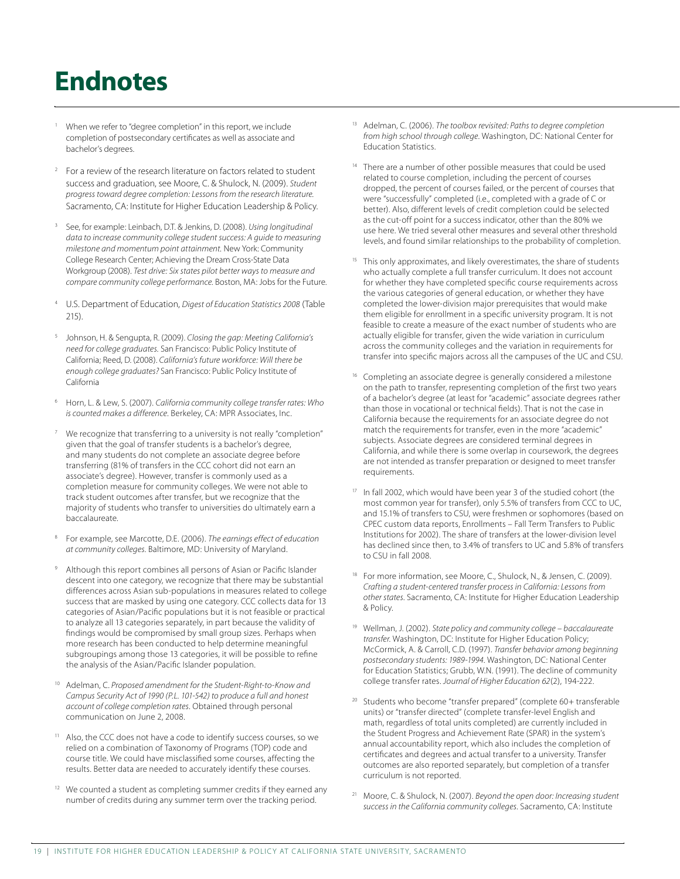# Endnotes

[1] When we refer to "degree completion" in this report, we include completion of postsecondary certificates as well as associate and bachelor's degrees.

[2] For a review of the research literature on factors related to student success and graduation, see Moore, C. & Shulock, N. (2009). *Student progress toward degree completion: Lessons from the research literature.* Sacramento, CA: Institute for Higher Education Leadership & Policy.

[3] See, for example: Leinbach, D.T. & Jenkins, D. (2008). *Using longitudinal data to increase community college student success: A guide to measuring milestone and momentum point attainment.* New York: Community College Research Center; Achieving the Dream Cross-State Data Workgroup (2008). *Test drive: Six states pilot better ways to measure and compare community college performance.* Boston, MA: Jobs for the Future.

[4] U.S. Department of Education, *Digest of Education Statistics 2008* (Table 215).

[5] Johnson, H. & Sengupta, R. (2009). *Closing the gap: Meeting California's need for college graduates.* San Francisco: Public Policy Institute of California; Reed, D. (2008). *California's future workforce: Will there be enough college graduates?* San Francisco: Public Policy Institute of California

[6] Horn, L. & Lew, S. (2007). *California community college transfer rates: Who is counted makes a difference.* Berkeley, CA: MPR Associates, Inc.

[7] We recognize that transferring to a university is not really "completion" given that the goal of transfer students is a bachelor's degree, and many students do not complete an associate degree before transferring (81% of transfers in the CCC cohort did not earn an associate's degree). However, transfer is commonly used as a completion measure for community colleges. We were not able to track student outcomes after transfer, but we recognize that the majority of students who transfer to universities do ultimately earn a baccalaureate.

[8] For example, see Marcotte, D.E. (2006). *The earnings effect of education at community colleges.* Baltimore, MD: University of Maryland.

[9] Although this report combines all persons of Asian or Pacific Islander descent into one category, we recognize that there may be substantial differences across Asian sub-populations in measures related to college success that are masked by using one category. CCC collects data for 13 categories of Asian/Pacific populations but it is not feasible or practical to analyze all 13 categories separately, in part because the validity of findings would be compromised by small group sizes. Perhaps when more research has been conducted to help determine meaningful subgroupings among those 13 categories, it will be possible to refine the analysis of the Asian/Pacific Islander population.

[10] Adelman, C. *Proposed amendment for the Student-Right-to-Know and Campus Security Act of 1990 (P.L. 101-542) to produce a full and honest account of college completion rates*. Obtained through personal communication on June 2, 2008.

[11] Also, the CCC does not have a code to identify success courses, so we relied on a combination of Taxonomy of Programs (TOP) code and course title. We could have misclassified some courses, affecting the results. Better data are needed to accurately identify these courses.

[12] We counted a student as completing summer credits if they earned any number of credits during any summer term over the tracking period.

[13] Adelman, C. (2006). *The toolbox revisited: Paths to degree completion from high school through college.* Washington, DC: National Center for Education Statistics.

[14] There are a number of other possible measures that could be used related to course completion, including the percent of courses dropped, the percent of courses failed, or the percent of courses that were "successfully" completed (i.e., completed with a grade of C or better). Also, different levels of credit completion could be selected as the cut-off point for a success indicator, other than the 80% we use here. We tried several other measures and several other threshold levels, and found similar relationships to the probability of completion.

[15] This only approximates, and likely overestimates, the share of students who actually complete a full transfer curriculum. It does not account for whether they have completed specific course requirements across the various categories of general education, or whether they have completed the lower-division major prerequisites that would make them eligible for enrollment in a specific university program. It is not feasible to create a measure of the exact number of students who are actually eligible for transfer, given the wide variation in curriculum across the community colleges and the variation in requirements for transfer into specific majors across all the campuses of the UC and CSU.

[16] Completing an associate degree is generally considered a milestone on the path to transfer, representing completion of the first two years of a bachelor's degree (at least for "academic" associate degrees rather than those in vocational or technical fields). That is not the case in California because the requirements for an associate degree do not match the requirements for transfer, even in the more "academic" subjects. Associate degrees are considered terminal degrees in California, and while there is some overlap in coursework, the degrees are not intended as transfer preparation or designed to meet transfer requirements.

[17] In fall 2002, which would have been year 3 of the studied cohort (the most common year for transfer), only 5.5% of transfers from CCC to UC, and 15.1% of transfers to CSU, were freshmen or sophomores (based on CPEC custom data reports, Enrollments – Fall Term Transfers to Public Institutions for 2002). The share of transfers at the lower-division level has declined since then, to 3.4% of transfers to UC and 5.8% of transfers to CSU in fall 2008.

[18] For more information, see Moore, C., Shulock, N., & Jensen, C. (2009). *Crafting a student-centered transfer process in California: Lessons from other states.* Sacramento, CA: Institute for Higher Education Leadership & Policy.

[19] Wellman, J. (2002). *State policy and community college – baccalaureate transfer.* Washington, DC: Institute for Higher Education Policy; McCormick, A. & Carroll, C.D. (1997). *Transfer behavior among beginning postsecondary students: 1989-1994.* Washington, DC: National Center for Education Statistics; Grubb, W.N. (1991). The decline of community college transfer rates. *Journal of Higher Education 62*(2), 194-222.

[20] Students who become "transfer prepared" (complete 60+ transferable units) or "transfer directed" (complete transfer-level English and math, regardless of total units completed) are currently included in the Student Progress and Achievement Rate (SPAR) in the system's annual accountability report, which also includes the completion of certificates and degrees and actual transfer to a university. Transfer outcomes are also reported separately, but completion of a transfer curriculum is not reported.

[21] Moore, C. & Shulock, N. (2007). *Beyond the open door: Increasing student success in the California community colleges.* Sacramento, CA: Institute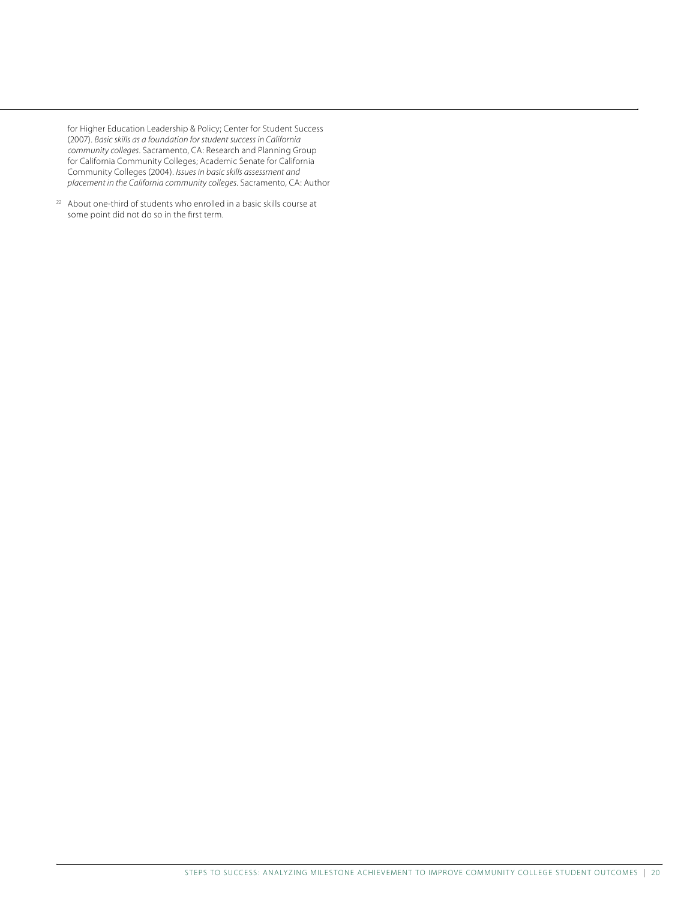for Higher Education Leadership & Policy; Center for Student Success (2007). *Basic skills as a foundation for student success in California community colleges*. Sacramento, CA: Research and Planning Group for California Community Colleges; Academic Senate for California Community Colleges (2004). *Issues in basic skills assessment and placement in the California community colleges*. Sacramento, CA: Author

[22] About one-third of students who enrolled in a basic skills course at some point did not do so in the first term.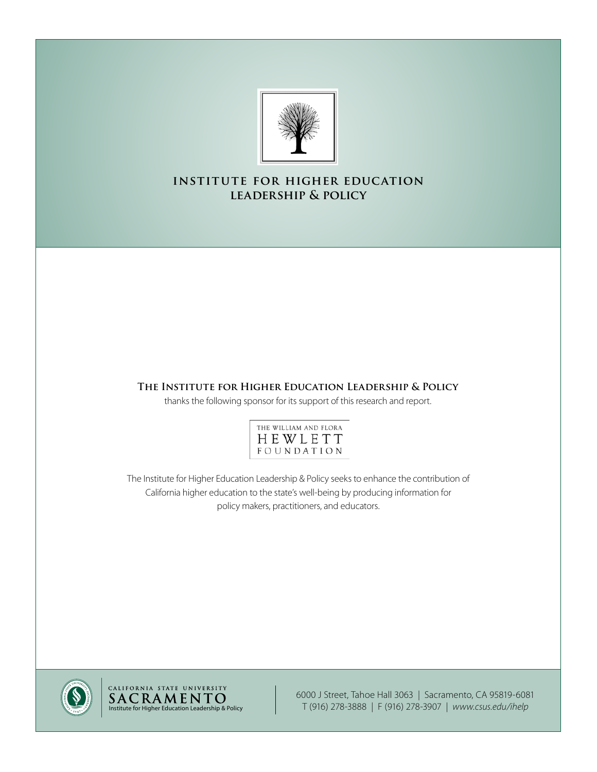# INSTITUTE FOR HIGHER EDUCATION LEADERSHIP & POLICY

**The Institute for Higher Education Leadership & Policy**

thanks the following sponsor for its support of this research and report.

THE WILLIAM AND FLORA HEWLETT FOUNDATION

The Institute for Higher Education Leadership & Policy seeks to enhance the contribution of California higher education to the state's well-being by producing information for policy makers, practitioners, and educators.

CALIFORNIA STATE UNIVERSITY SACRAMENTO
Institute for Higher Education Leadership & Policy

6000 J Street, Tahoe Hall 3063 | Sacramento, CA 95819-6081
T (916) 278-3888 | F (916) 278-3907 | *www.csus.edu/ihelp*